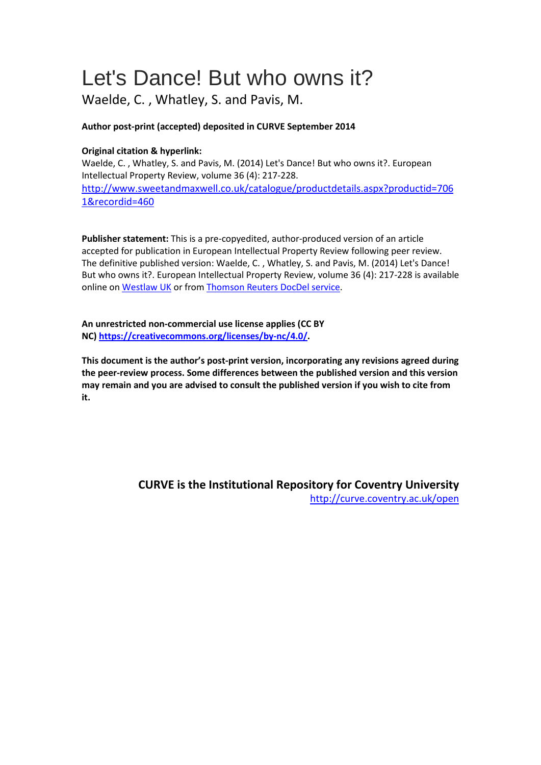# Let's Dance! But who owns it?

Waelde, C. , Whatley, S. and Pavis, M.

**Author post-print (accepted) deposited in CURVE September 2014**

**Original citation & hyperlink:**

Waelde, C. , Whatley, S. and Pavis, M. (2014) Let's Dance! But who owns it?. European Intellectual Property Review, volume 36 (4): 217-228.
[http://www.sweetandmaxwell.co.uk/catalogue/productdetails.aspx?productid=7061&recordid=460](http://www.sweetandmaxwell.co.uk/catalogue/productdetails.aspx?productid=7061&recordid=460)

**Publisher statement:** This is a pre-copyedited, author-produced version of an article accepted for publication in European Intellectual Property Review following peer review. The definitive published version: Waelde, C. , Whatley, S. and Pavis, M. (2014) Let's Dance! But who owns it?. European Intellectual Property Review, volume 36 (4): 217-228 is available online on Westlaw UK or from Thomson Reuters DocDel service.

**An unrestricted non-commercial use license applies (CC BY NC) [https://creativecommons.org/licenses/by-nc/4.0/](https://creativecommons.org/licenses/by-nc/4.0/).**

**This document is the author's post-print version, incorporating any revisions agreed during the peer-review process. Some differences between the published version and this version may remain and you are advised to consult the published version if you wish to cite from it.**

**CURVE is the Institutional Repository for Coventry University**
[http://curve.coventry.ac.uk/open](http://curve.coventry.ac.uk/open)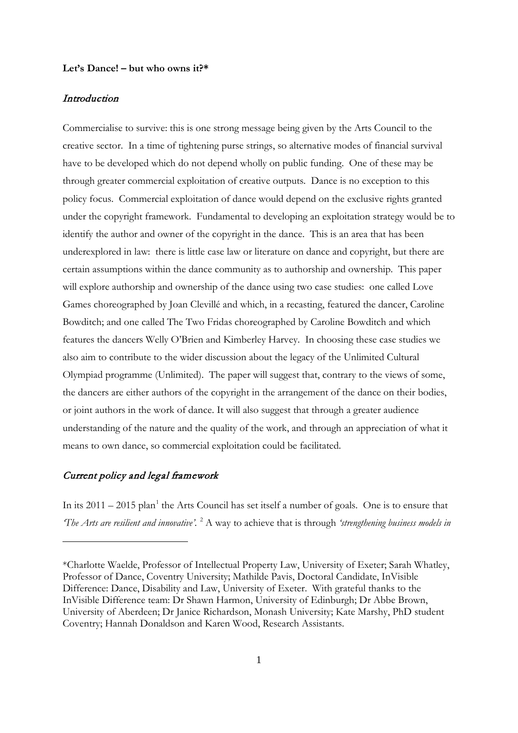**Let's Dance! – but who owns it?***

## *Introduction*

Commercialise to survive: this is one strong message being given by the Arts Council to the creative sector. In a time of tightening purse strings, so alternative modes of financial survival have to be developed which do not depend wholly on public funding. One of these may be through greater commercial exploitation of creative outputs. Dance is no exception to this policy focus. Commercial exploitation of dance would depend on the exclusive rights granted under the copyright framework. Fundamental to developing an exploitation strategy would be to identify the author and owner of the copyright in the dance. This is an area that has been underexplored in law: there is little case law or literature on dance and copyright, but there are certain assumptions within the dance community as to authorship and ownership. This paper will explore authorship and ownership of the dance using two case studies: one called Love Games choreographed by Joan Clevillé and which, in a recasting, featured the dancer, Caroline Bowditch; and one called The Two Fridas choreographed by Caroline Bowditch and which features the dancers Welly O'Brien and Kimberley Harvey. In choosing these case studies we also aim to contribute to the wider discussion about the legacy of the Unlimited Cultural Olympiad programme (Unlimited). The paper will suggest that, contrary to the views of some, the dancers are either authors of the copyright in the arrangement of the dance on their bodies, or joint authors in the work of dance. It will also suggest that through a greater audience understanding of the nature and the quality of the work, and through an appreciation of what it means to own dance, so commercial exploitation could be facilitated.

## *Current policy and legal framework*

In its 2011 – 2015 plan[1] the Arts Council has set itself a number of goals. One is to ensure that *'The Arts are resilient and innovative'.* [2] A way to achieve that is through *'strengthening business models in*

---

*Charlotte Waelde, Professor of Intellectual Property Law, University of Exeter; Sarah Whatley, Professor of Dance, Coventry University; Mathilde Pavis, Doctoral Candidate, InVisible Difference: Dance, Disability and Law, University of Exeter. With grateful thanks to the InVisible Difference team: Dr Shawn Harmon, University of Edinburgh; Dr Abbe Brown, University of Aberdeen; Dr Janice Richardson, Monash University; Kate Marshy, PhD student Coventry; Hannah Donaldson and Karen Wood, Research Assistants.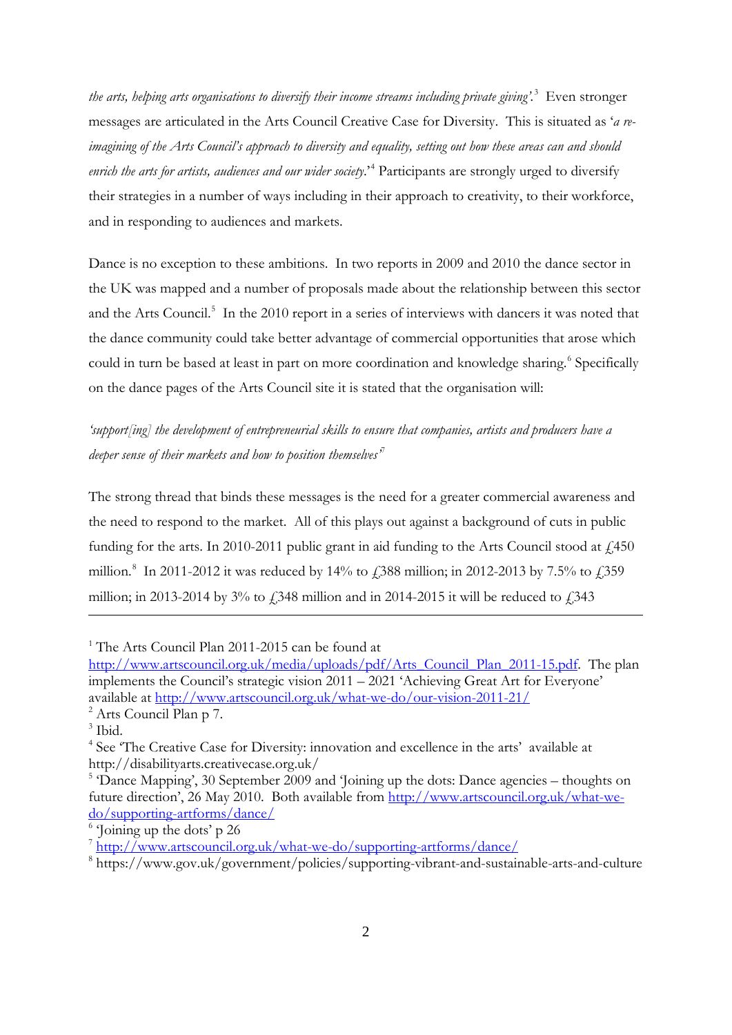*the arts, helping arts organisations to diversify their income streams including private giving'*.[3] Even stronger messages are articulated in the Arts Council Creative Case for Diversity. This is situated as '*a re-imagining of the Arts Council's approach to diversity and equality, setting out how these areas can and should enrich the arts for artists, audiences and our wider society*.'[4] Participants are strongly urged to diversify their strategies in a number of ways including in their approach to creativity, to their workforce, and in responding to audiences and markets.

Dance is no exception to these ambitions. In two reports in 2009 and 2010 the dance sector in the UK was mapped and a number of proposals made about the relationship between this sector and the Arts Council.[5] In the 2010 report in a series of interviews with dancers it was noted that the dance community could take better advantage of commercial opportunities that arose which could in turn be based at least in part on more coordination and knowledge sharing.[6] Specifically on the dance pages of the Arts Council site it is stated that the organisation will:

*'support[ing] the development of entrepreneurial skills to ensure that companies, artists and producers have a deeper sense of their markets and how to position themselves'*[7]

The strong thread that binds these messages is the need for a greater commercial awareness and the need to respond to the market. All of this plays out against a background of cuts in public funding for the arts. In 2010-2011 public grant in aid funding to the Arts Council stood at £450 million.[8] In 2011-2012 it was reduced by 14% to £388 million; in 2012-2013 by 7.5% to £359 million; in 2013-2014 by 3% to £348 million and in 2014-2015 it will be reduced to £343

---

[1] The Arts Council Plan 2011-2015 can be found at http://www.artscouncil.org.uk/media/uploads/pdf/Arts_Council_Plan_2011-15.pdf. The plan implements the Council's strategic vision 2011 – 2021 'Achieving Great Art for Everyone' available at http://www.artscouncil.org.uk/what-we-do/our-vision-2011-21/

[2] Arts Council Plan p 7.

[3] Ibid.

[4] See 'The Creative Case for Diversity: innovation and excellence in the arts' available at http://disabilityarts.creativecase.org.uk/

[5] 'Dance Mapping', 30 September 2009 and 'Joining up the dots: Dance agencies – thoughts on future direction', 26 May 2010. Both available from http://www.artscouncil.org.uk/what-we-do/supporting-artforms/dance/

[6] 'Joining up the dots' p 26

[7] http://www.artscouncil.org.uk/what-we-do/supporting-artforms/dance/

[8] https://www.gov.uk/government/policies/supporting-vibrant-and-sustainable-arts-and-culture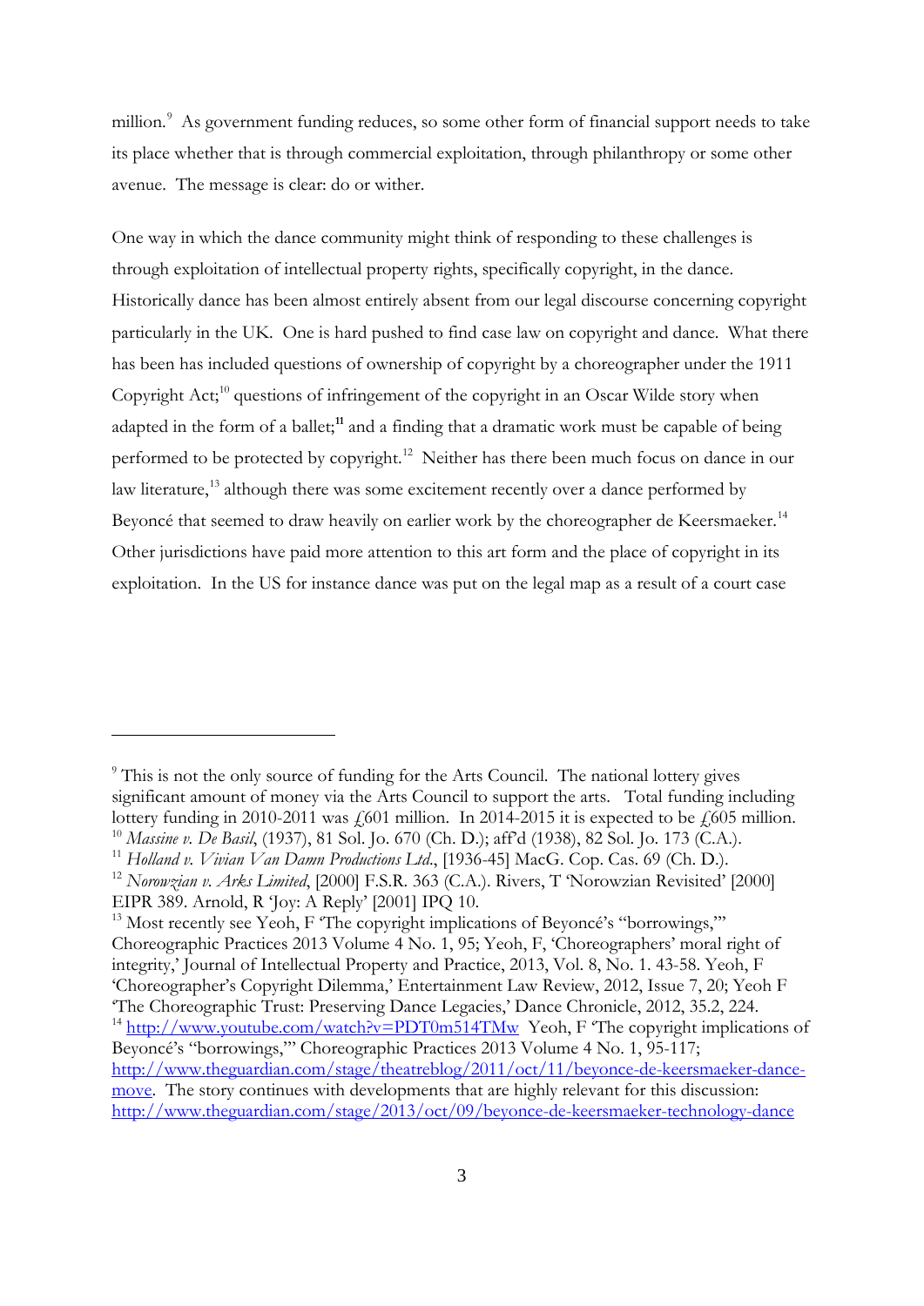million.[9] As government funding reduces, so some other form of financial support needs to take its place whether that is through commercial exploitation, through philanthropy or some other avenue. The message is clear: do or wither.

One way in which the dance community might think of responding to these challenges is through exploitation of intellectual property rights, specifically copyright, in the dance. Historically dance has been almost entirely absent from our legal discourse concerning copyright particularly in the UK. One is hard pushed to find case law on copyright and dance. What there has been has included questions of ownership of copyright by a choreographer under the 1911 Copyright Act;[10] questions of infringement of the copyright in an Oscar Wilde story when adapted in the form of a ballet;[11] and a finding that a dramatic work must be capable of being performed to be protected by copyright.[12] Neither has there been much focus on dance in our law literature,[13] although there was some excitement recently over a dance performed by Beyoncé that seemed to draw heavily on earlier work by the choreographer de Keersmaeker.[14] Other jurisdictions have paid more attention to this art form and the place of copyright in its exploitation. In the US for instance dance was put on the legal map as a result of a court case

---

[9] This is not the only source of funding for the Arts Council. The national lottery gives significant amount of money via the Arts Council to support the arts. Total funding including lottery funding in 2010-2011 was £601 million. In 2014-2015 it is expected to be £605 million.

[10] *Massine v. De Basil*, (1937), 81 Sol. Jo. 670 (Ch. D.); aff'd (1938), 82 Sol. Jo. 173 (C.A.).

[11] *Holland v. Vivian Van Damn Productions Ltd.*, [1936-45] MacG. Cop. Cas. 69 (Ch. D.).

[12] *Norowzian v. Arks Limited*, [2000] F.S.R. 363 (C.A.). Rivers, T 'Norowzian Revisited' [2000] EIPR 389. Arnold, R 'Joy: A Reply' [2001] IPQ 10.

[13] Most recently see Yeoh, F 'The copyright implications of Beyoncé's "borrowings,"' Choreographic Practices 2013 Volume 4 No. 1, 95; Yeoh, F, 'Choreographers' moral right of integrity,' Journal of Intellectual Property and Practice, 2013, Vol. 8, No. 1. 43-58. Yeoh, F 'Choreographer's Copyright Dilemma,' Entertainment Law Review, 2012, Issue 7, 20; Yeoh F 'The Choreographic Trust: Preserving Dance Legacies,' Dance Chronicle, 2012, 35.2, 224.

[14] http://www.youtube.com/watch?v=PDT0m514TMw Yeoh, F 'The copyright implications of Beyoncé's "borrowings,"' Choreographic Practices 2013 Volume 4 No. 1, 95-117; http://www.theguardian.com/stage/theatreblog/2011/oct/11/beyonce-de-keersmaeker-dance-move. The story continues with developments that are highly relevant for this discussion: http://www.theguardian.com/stage/2013/oct/09/beyonce-de-keersmaeker-technology-dance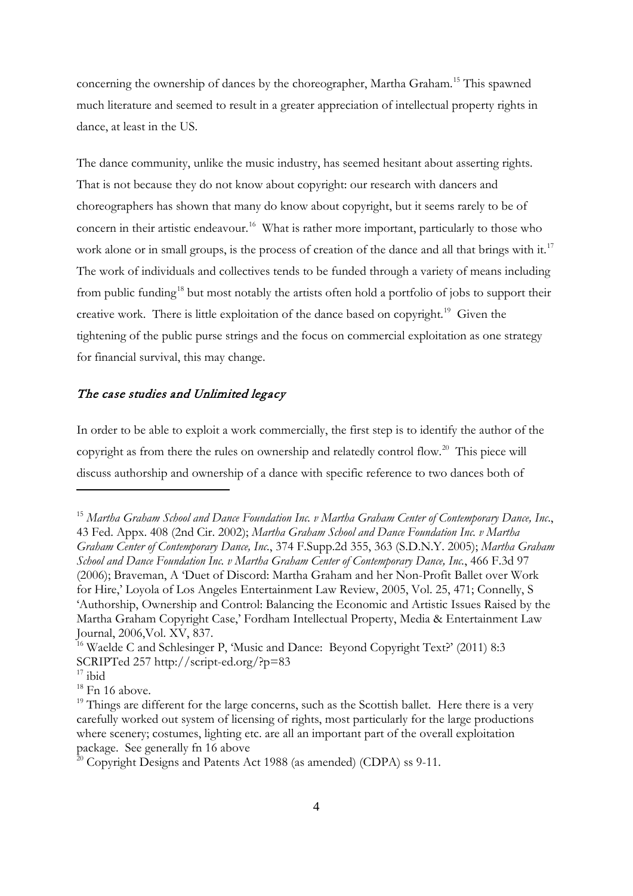concerning the ownership of dances by the choreographer, Martha Graham.[15] This spawned much literature and seemed to result in a greater appreciation of intellectual property rights in dance, at least in the US.

The dance community, unlike the music industry, has seemed hesitant about asserting rights. That is not because they do not know about copyright: our research with dancers and choreographers has shown that many do know about copyright, but it seems rarely to be of concern in their artistic endeavour.[16] What is rather more important, particularly to those who work alone or in small groups, is the process of creation of the dance and all that brings with it.[17] The work of individuals and collectives tends to be funded through a variety of means including from public funding[18] but most notably the artists often hold a portfolio of jobs to support their creative work. There is little exploitation of the dance based on copyright.[19] Given the tightening of the public purse strings and the focus on commercial exploitation as one strategy for financial survival, this may change.

## *The case studies and Unlimited legacy*

In order to be able to exploit a work commercially, the first step is to identify the author of the copyright as from there the rules on ownership and relatedly control flow.[20] This piece will discuss authorship and ownership of a dance with specific reference to two dances both of

---

[15] *Martha Graham School and Dance Foundation Inc. v Martha Graham Center of Contemporary Dance, Inc.*, 43 Fed. Appx. 408 (2nd Cir. 2002); *Martha Graham School and Dance Foundation Inc. v Martha Graham Center of Contemporary Dance, Inc.*, 374 F.Supp.2d 355, 363 (S.D.N.Y. 2005); *Martha Graham School and Dance Foundation Inc. v Martha Graham Center of Contemporary Dance, Inc.*, 466 F.3d 97 (2006); Braveman, A 'Duet of Discord: Martha Graham and her Non-Profit Ballet over Work for Hire,' Loyola of Los Angeles Entertainment Law Review, 2005, Vol. 25, 471; Connelly, S 'Authorship, Ownership and Control: Balancing the Economic and Artistic Issues Raised by the Martha Graham Copyright Case,' Fordham Intellectual Property, Media & Entertainment Law Journal, 2006,Vol. XV, 837.

[16] Waelde C and Schlesinger P, 'Music and Dance: Beyond Copyright Text?' (2011) 8:3 SCRIPTed 257 http://script-ed.org/?p=83

[17] ibid

[18] Fn 16 above.

[19] Things are different for the large concerns, such as the Scottish ballet. Here there is a very carefully worked out system of licensing of rights, most particularly for the large productions where scenery; costumes, lighting etc. are all an important part of the overall exploitation package. See generally fn 16 above

[20] Copyright Designs and Patents Act 1988 (as amended) (CDPA) ss 9-11.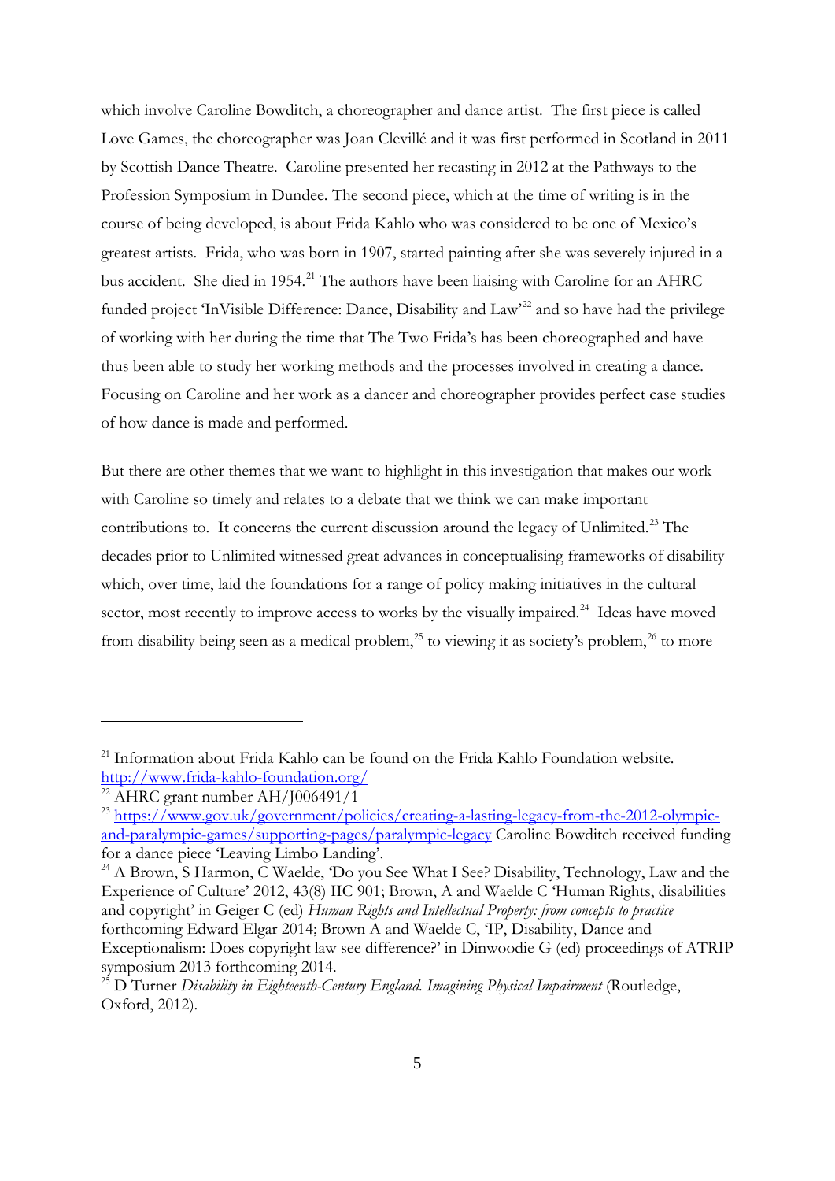which involve Caroline Bowditch, a choreographer and dance artist. The first piece is called Love Games, the choreographer was Joan Clevillé and it was first performed in Scotland in 2011 by Scottish Dance Theatre. Caroline presented her recasting in 2012 at the Pathways to the Profession Symposium in Dundee. The second piece, which at the time of writing is in the course of being developed, is about Frida Kahlo who was considered to be one of Mexico's greatest artists. Frida, who was born in 1907, started painting after she was severely injured in a bus accident. She died in 1954.[21] The authors have been liaising with Caroline for an AHRC funded project 'InVisible Difference: Dance, Disability and Law'[22] and so have had the privilege of working with her during the time that The Two Frida's has been choreographed and have thus been able to study her working methods and the processes involved in creating a dance. Focusing on Caroline and her work as a dancer and choreographer provides perfect case studies of how dance is made and performed.

But there are other themes that we want to highlight in this investigation that makes our work with Caroline so timely and relates to a debate that we think we can make important contributions to. It concerns the current discussion around the legacy of Unlimited.[23] The decades prior to Unlimited witnessed great advances in conceptualising frameworks of disability which, over time, laid the foundations for a range of policy making initiatives in the cultural sector, most recently to improve access to works by the visually impaired.[24] Ideas have moved from disability being seen as a medical problem,[25] to viewing it as society's problem,[26] to more

---

[21] Information about Frida Kahlo can be found on the Frida Kahlo Foundation website. http://www.frida-kahlo-foundation.org/

[22] AHRC grant number AH/J006491/1

[23] https://www.gov.uk/government/policies/creating-a-lasting-legacy-from-the-2012-olympic-and-paralympic-games/supporting-pages/paralympic-legacy Caroline Bowditch received funding for a dance piece 'Leaving Limbo Landing'.

[24] A Brown, S Harmon, C Waelde, 'Do you See What I See? Disability, Technology, Law and the Experience of Culture' 2012, 43(8) IIC 901; Brown, A and Waelde C 'Human Rights, disabilities and copyright' in Geiger C (ed) *Human Rights and Intellectual Property: from concepts to practice* forthcoming Edward Elgar 2014; Brown A and Waelde C, 'IP, Disability, Dance and Exceptionalism: Does copyright law see difference?' in Dinwoodie G (ed) proceedings of ATRIP symposium 2013 forthcoming 2014.

[25] D Turner *Disability in Eighteenth-Century England. Imagining Physical Impairment* (Routledge, Oxford, 2012).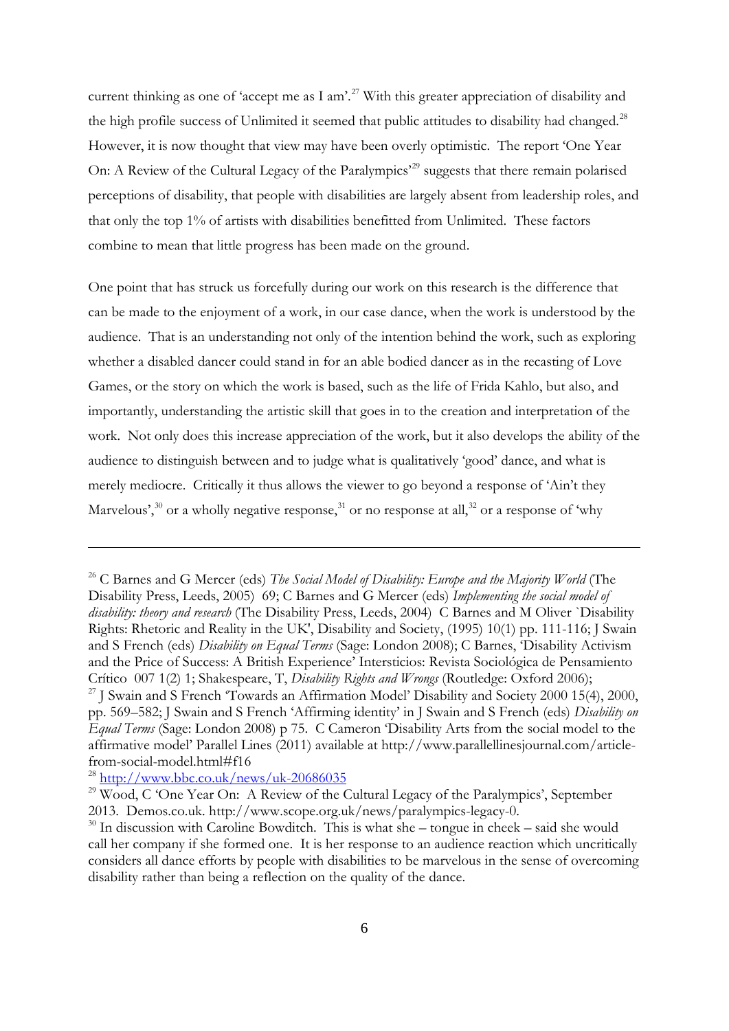current thinking as one of 'accept me as I am'.[27] With this greater appreciation of disability and the high profile success of Unlimited it seemed that public attitudes to disability had changed.[28] However, it is now thought that view may have been overly optimistic. The report 'One Year On: A Review of the Cultural Legacy of the Paralympics'[29] suggests that there remain polarised perceptions of disability, that people with disabilities are largely absent from leadership roles, and that only the top 1% of artists with disabilities benefitted from Unlimited. These factors combine to mean that little progress has been made on the ground.

One point that has struck us forcefully during our work on this research is the difference that can be made to the enjoyment of a work, in our case dance, when the work is understood by the audience. That is an understanding not only of the intention behind the work, such as exploring whether a disabled dancer could stand in for an able bodied dancer as in the recasting of Love Games, or the story on which the work is based, such as the life of Frida Kahlo, but also, and importantly, understanding the artistic skill that goes in to the creation and interpretation of the work. Not only does this increase appreciation of the work, but it also develops the ability of the audience to distinguish between and to judge what is qualitatively 'good' dance, and what is merely mediocre. Critically it thus allows the viewer to go beyond a response of 'Ain't they Marvelous',[30] or a wholly negative response,[31] or no response at all,[32] or a response of 'why

---

[26] C Barnes and G Mercer (eds) *The Social Model of Disability: Europe and the Majority World* (The Disability Press, Leeds, 2005) 69; C Barnes and G Mercer (eds) *Implementing the social model of disability: theory and research* (The Disability Press, Leeds, 2004) C Barnes and M Oliver `Disability Rights: Rhetoric and Reality in the UK', Disability and Society, (1995) 10(1) pp. 111-116; J Swain and S French (eds) *Disability on Equal Terms* (Sage: London 2008); C Barnes, 'Disability Activism and the Price of Success: A British Experience' Intersticios: Revista Sociológica de Pensamiento Crítico 007 1(2) 1; Shakespeare, T, *Disability Rights and Wrongs* (Routledge: Oxford 2006);

[27] J Swain and S French 'Towards an Affirmation Model' Disability and Society 2000 15(4), 2000, pp. 569–582; J Swain and S French 'Affirming identity' in J Swain and S French (eds) *Disability on Equal Terms* (Sage: London 2008) p 75. C Cameron 'Disability Arts from the social model to the affirmative model' Parallel Lines (2011) available at http://www.parallellinesjournal.com/article-from-social-model.html#f16

[28] http://www.bbc.co.uk/news/uk-20686035

[29] Wood, C 'One Year On: A Review of the Cultural Legacy of the Paralympics', September 2013. Demos.co.uk. http://www.scope.org.uk/news/paralympics-legacy-0.

[30] In discussion with Caroline Bowditch. This is what she – tongue in cheek – said she would call her company if she formed one. It is her response to an audience reaction which uncritically considers all dance efforts by people with disabilities to be marvelous in the sense of overcoming disability rather than being a reflection on the quality of the dance.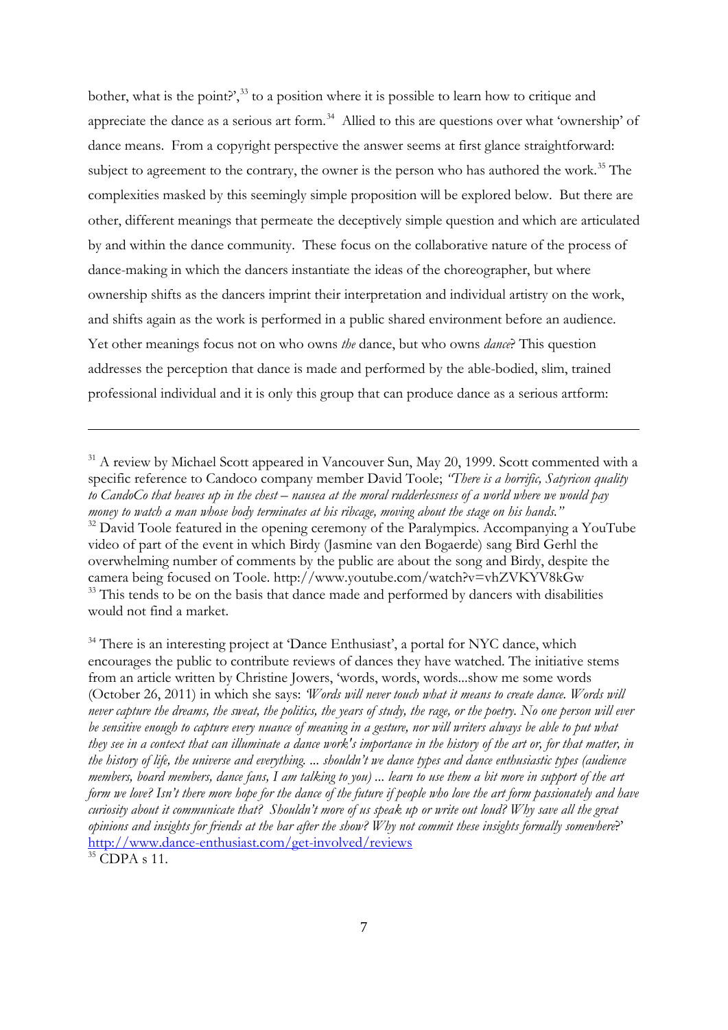bother, what is the point?',[33] to a position where it is possible to learn how to critique and appreciate the dance as a serious art form.[34] Allied to this are questions over what 'ownership' of dance means. From a copyright perspective the answer seems at first glance straightforward: subject to agreement to the contrary, the owner is the person who has authored the work.[35] The complexities masked by this seemingly simple proposition will be explored below. But there are other, different meanings that permeate the deceptively simple question and which are articulated by and within the dance community. These focus on the collaborative nature of the process of dance-making in which the dancers instantiate the ideas of the choreographer, but where ownership shifts as the dancers imprint their interpretation and individual artistry on the work, and shifts again as the work is performed in a public shared environment before an audience. Yet other meanings focus not on who owns *the* dance, but who owns *dance*? This question addresses the perception that dance is made and performed by the able-bodied, slim, trained professional individual and it is only this group that can produce dance as a serious artform:

---

[31] A review by Michael Scott appeared in Vancouver Sun, May 20, 1999. Scott commented with a specific reference to Candoco company member David Toole; *"There is a horrific, Satyricon quality to CandoCo that heaves up in the chest – nausea at the moral rudderlessness of a world where we would pay money to watch a man whose body terminates at his ribcage, moving about the stage on his hands."*

[32] David Toole featured in the opening ceremony of the Paralympics. Accompanying a YouTube video of part of the event in which Birdy (Jasmine van den Bogaerde) sang Bird Gerhl the overwhelming number of comments by the public are about the song and Birdy, despite the camera being focused on Toole. http://www.youtube.com/watch?v=vhZVKYV8kGw

[33] This tends to be on the basis that dance made and performed by dancers with disabilities would not find a market.

[34] There is an interesting project at 'Dance Enthusiast', a portal for NYC dance, which encourages the public to contribute reviews of dances they have watched. The initiative stems from an article written by Christine Jowers, 'words, words, words...show me some words (October 26, 2011) in which she says: *'Words will never touch what it means to create dance. Words will never capture the dreams, the sweat, the politics, the years of study, the rage, or the poetry. No one person will ever be sensitive enough to capture every nuance of meaning in a gesture, nor will writers always be able to put what they see in a context that can illuminate a dance work's importance in the history of the art or, for that matter, in the history of life, the universe and everything. ... shouldn't we dance types and dance enthusiastic types (audience members, board members, dance fans, I am talking to you) ... learn to use them a bit more in support of the art form we love? Isn't there more hope for the dance of the future if people who love the art form passionately and have curiosity about it communicate that? Shouldn't more of us speak up or write out loud? Why save all the great opinions and insights for friends at the bar after the show? Why not commit these insights formally somewhere?'* http://www.dance-enthusiast.com/get-involved/reviews

[35] CDPA s 11.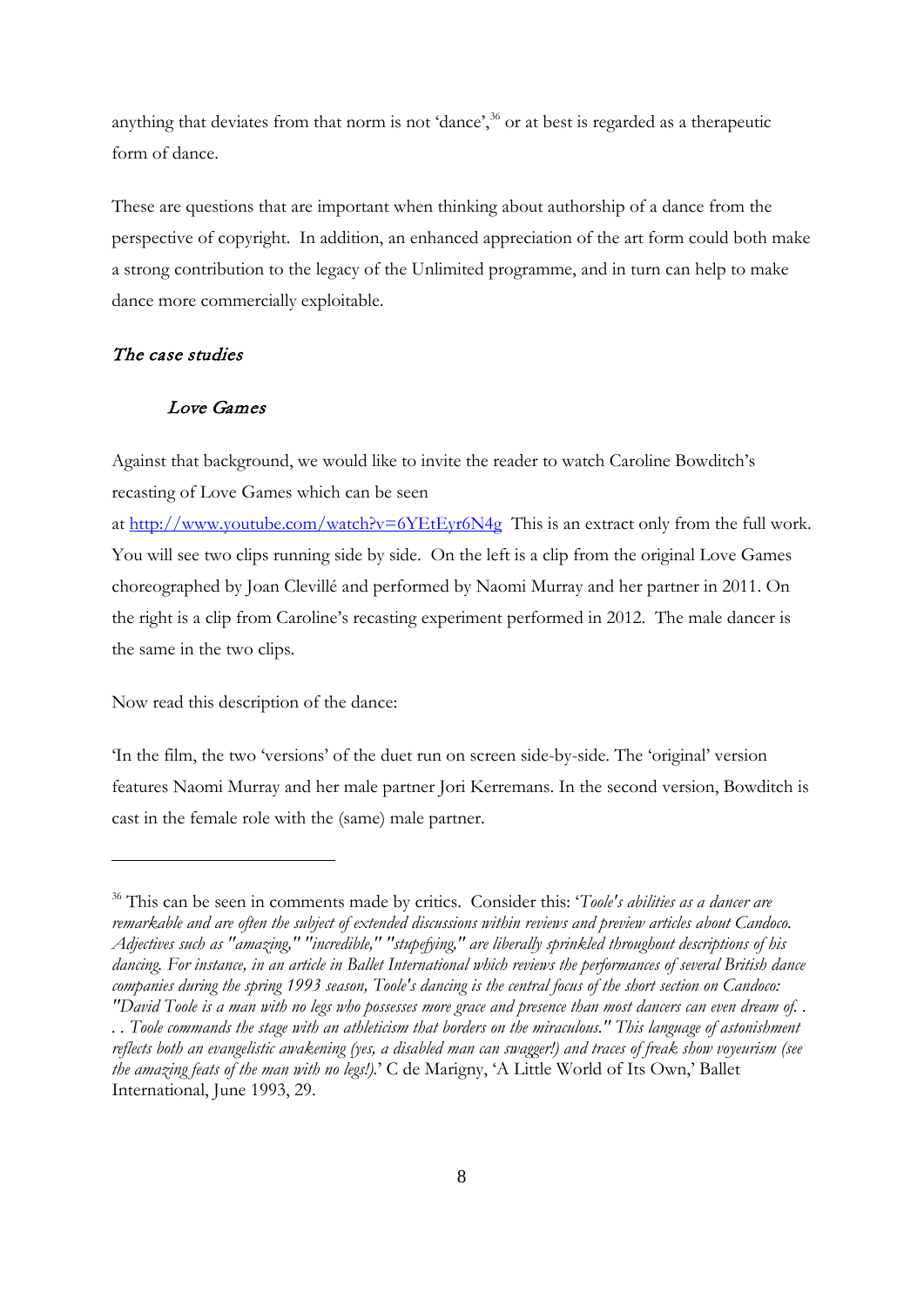anything that deviates from that norm is not 'dance',[36] or at best is regarded as a therapeutic form of dance.

These are questions that are important when thinking about authorship of a dance from the perspective of copyright. In addition, an enhanced appreciation of the art form could both make a strong contribution to the legacy of the Unlimited programme, and in turn can help to make dance more commercially exploitable.

## *The case studies*

### *Love Games*

Against that background, we would like to invite the reader to watch Caroline Bowditch's recasting of Love Games which can be seen at http://www.youtube.com/watch?v=6YEtEyr6N4g This is an extract only from the full work. You will see two clips running side by side. On the left is a clip from the original Love Games choreographed by Joan Clevillé and performed by Naomi Murray and her partner in 2011. On the right is a clip from Caroline's recasting experiment performed in 2012. The male dancer is the same in the two clips.

Now read this description of the dance:

'In the film, the two 'versions' of the duet run on screen side-by-side. The 'original' version features Naomi Murray and her male partner Jori Kerremans. In the second version, Bowditch is cast in the female role with the (same) male partner.

---

[36] This can be seen in comments made by critics. Consider this: '*Toole's abilities as a dancer are remarkable and are often the subject of extended discussions within reviews and preview articles about Candoco. Adjectives such as "amazing," "incredible," "stupefying," are liberally sprinkled throughout descriptions of his dancing. For instance, in an article in Ballet International which reviews the performances of several British dance companies during the spring 1993 season, Toole's dancing is the central focus of the short section on Candoco: "David Toole is a man with no legs who possesses more grace and presence than most dancers can even dream of. . . . Toole commands the stage with an athleticism that borders on the miraculous." This language of astonishment reflects both an evangelistic awakening (yes, a disabled man can swagger!) and traces of freak show voyeurism (see the amazing feats of the man with no legs!).*' C de Marigny, 'A Little World of Its Own,' Ballet International, June 1993, 29.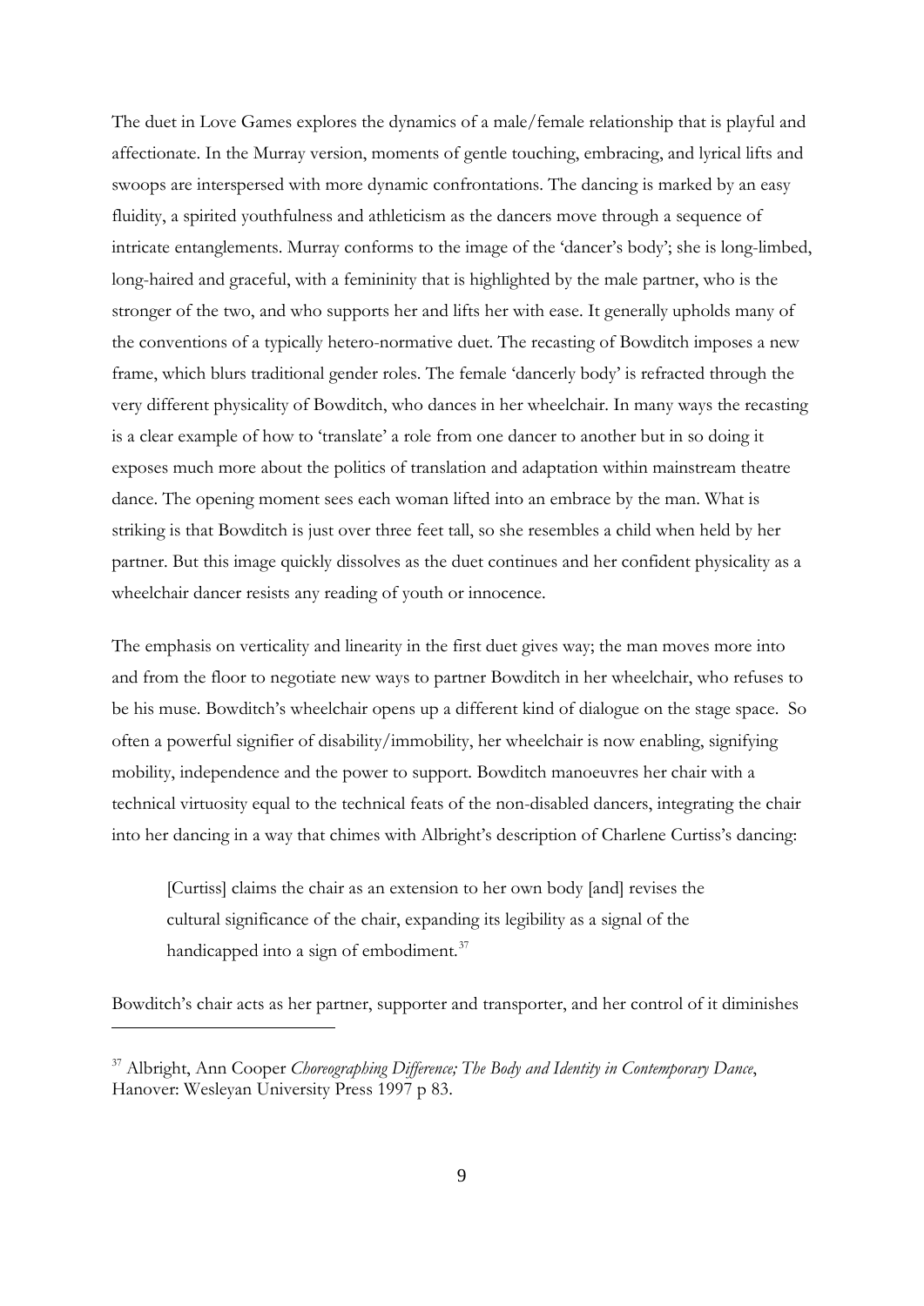The duet in Love Games explores the dynamics of a male/female relationship that is playful and affectionate. In the Murray version, moments of gentle touching, embracing, and lyrical lifts and swoops are interspersed with more dynamic confrontations. The dancing is marked by an easy fluidity, a spirited youthfulness and athleticism as the dancers move through a sequence of intricate entanglements. Murray conforms to the image of the 'dancer's body'; she is long-limbed, long-haired and graceful, with a femininity that is highlighted by the male partner, who is the stronger of the two, and who supports her and lifts her with ease. It generally upholds many of the conventions of a typically hetero-normative duet. The recasting of Bowditch imposes a new frame, which blurs traditional gender roles. The female 'dancerly body' is refracted through the very different physicality of Bowditch, who dances in her wheelchair. In many ways the recasting is a clear example of how to 'translate' a role from one dancer to another but in so doing it exposes much more about the politics of translation and adaptation within mainstream theatre dance. The opening moment sees each woman lifted into an embrace by the man. What is striking is that Bowditch is just over three feet tall, so she resembles a child when held by her partner. But this image quickly dissolves as the duet continues and her confident physicality as a wheelchair dancer resists any reading of youth or innocence.

The emphasis on verticality and linearity in the first duet gives way; the man moves more into and from the floor to negotiate new ways to partner Bowditch in her wheelchair, who refuses to be his muse. Bowditch's wheelchair opens up a different kind of dialogue on the stage space. So often a powerful signifier of disability/immobility, her wheelchair is now enabling, signifying mobility, independence and the power to support. Bowditch manoeuvres her chair with a technical virtuosity equal to the technical feats of the non-disabled dancers, integrating the chair into her dancing in a way that chimes with Albright's description of Charlene Curtiss's dancing:

> [Curtiss] claims the chair as an extension to her own body [and] revises the cultural significance of the chair, expanding its legibility as a signal of the handicapped into a sign of embodiment.[37]

Bowditch's chair acts as her partner, supporter and transporter, and her control of it diminishes

[37] Albright, Ann Cooper *Choreographing Difference; The Body and Identity in Contemporary Dance*, Hanover: Wesleyan University Press 1997 p 83.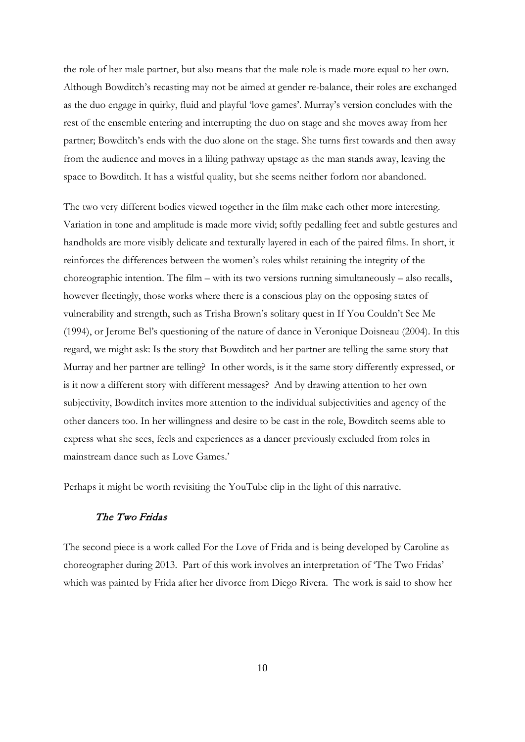the role of her male partner, but also means that the male role is made more equal to her own. Although Bowditch's recasting may not be aimed at gender re-balance, their roles are exchanged as the duo engage in quirky, fluid and playful 'love games'. Murray's version concludes with the rest of the ensemble entering and interrupting the duo on stage and she moves away from her partner; Bowditch's ends with the duo alone on the stage. She turns first towards and then away from the audience and moves in a lilting pathway upstage as the man stands away, leaving the space to Bowditch. It has a wistful quality, but she seems neither forlorn nor abandoned.

The two very different bodies viewed together in the film make each other more interesting. Variation in tone and amplitude is made more vivid; softly pedalling feet and subtle gestures and handholds are more visibly delicate and texturally layered in each of the paired films. In short, it reinforces the differences between the women's roles whilst retaining the integrity of the choreographic intention. The film – with its two versions running simultaneously – also recalls, however fleetingly, those works where there is a conscious play on the opposing states of vulnerability and strength, such as Trisha Brown's solitary quest in If You Couldn't See Me (1994), or Jerome Bel's questioning of the nature of dance in Veronique Doisneau (2004). In this regard, we might ask: Is the story that Bowditch and her partner are telling the same story that Murray and her partner are telling? In other words, is it the same story differently expressed, or is it now a different story with different messages? And by drawing attention to her own subjectivity, Bowditch invites more attention to the individual subjectivities and agency of the other dancers too. In her willingness and desire to be cast in the role, Bowditch seems able to express what she sees, feels and experiences as a dancer previously excluded from roles in mainstream dance such as Love Games.'

Perhaps it might be worth revisiting the YouTube clip in the light of this narrative.

### *The Two Fridas*

The second piece is a work called For the Love of Frida and is being developed by Caroline as choreographer during 2013. Part of this work involves an interpretation of 'The Two Fridas' which was painted by Frida after her divorce from Diego Rivera. The work is said to show her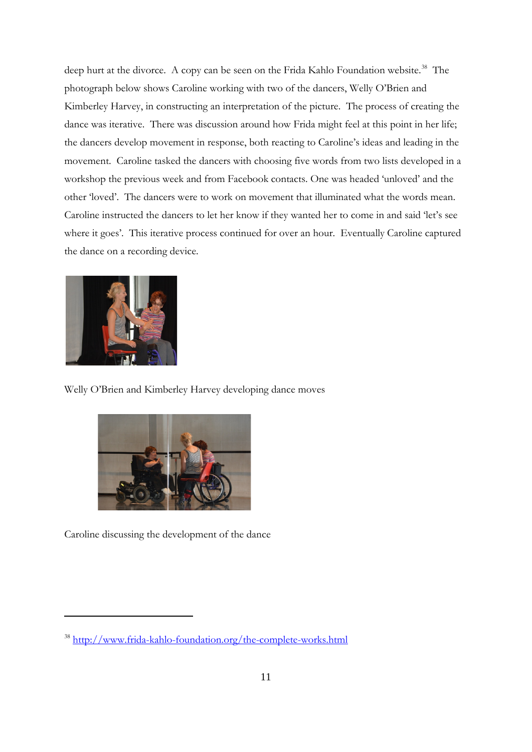deep hurt at the divorce. A copy can be seen on the Frida Kahlo Foundation website.[38] The photograph below shows Caroline working with two of the dancers, Welly O'Brien and Kimberley Harvey, in constructing an interpretation of the picture. The process of creating the dance was iterative. There was discussion around how Frida might feel at this point in her life; the dancers develop movement in response, both reacting to Caroline's ideas and leading in the movement. Caroline tasked the dancers with choosing five words from two lists developed in a workshop the previous week and from Facebook contacts. One was headed 'unloved' and the other 'loved'. The dancers were to work on movement that illuminated what the words mean. Caroline instructed the dancers to let her know if they wanted her to come in and said 'let's see where it goes'. This iterative process continued for over an hour. Eventually Caroline captured the dance on a recording device.

Welly O'Brien and Kimberley Harvey developing dance moves

Caroline discussing the development of the dance

---

[38] http://www.frida-kahlo-foundation.org/the-complete-works.html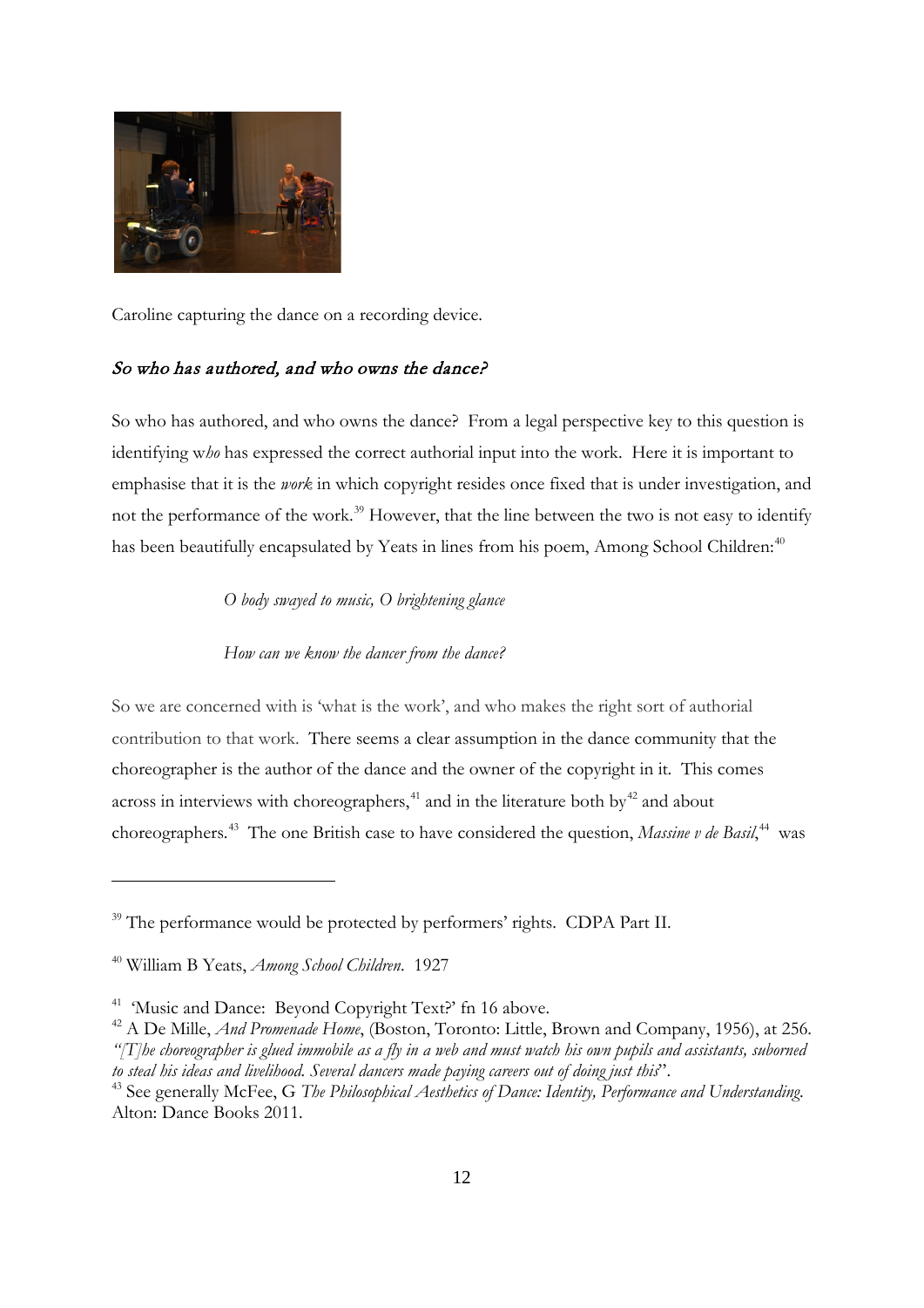Caroline capturing the dance on a recording device.

### *So who has authored, and who owns the dance?*

So who has authored, and who owns the dance? From a legal perspective key to this question is identifying w*ho* has expressed the correct authorial input into the work. Here it is important to emphasise that it is the *work* in which copyright resides once fixed that is under investigation, and not the performance of the work.[39] However, that the line between the two is not easy to identify has been beautifully encapsulated by Yeats in lines from his poem, Among School Children:[40]

> *O body swayed to music, O brightening glance*
>
> *How can we know the dancer from the dance?*

So we are concerned with is 'what is the work', and who makes the right sort of authorial contribution to that work. There seems a clear assumption in the dance community that the choreographer is the author of the dance and the owner of the copyright in it. This comes across in interviews with choreographers,[41] and in the literature both by[42] and about choreographers.[43] The one British case to have considered the question, *Massine v de Basil*,[44] was

---

[39] The performance would be protected by performers' rights. CDPA Part II.

[40] William B Yeats, *Among School Children*. 1927

[41] 'Music and Dance: Beyond Copyright Text?' fn 16 above.

[42] A De Mille, *And Promenade Home*, (Boston, Toronto: Little, Brown and Company, 1956), at 256. *"[T]he choreographer is glued immobile as a fly in a web and must watch his own pupils and assistants, suborned to steal his ideas and livelihood. Several dancers made paying careers out of doing just this*".

[43] See generally McFee, G *The Philosophical Aesthetics of Dance: Identity, Performance and Understanding*. Alton: Dance Books 2011.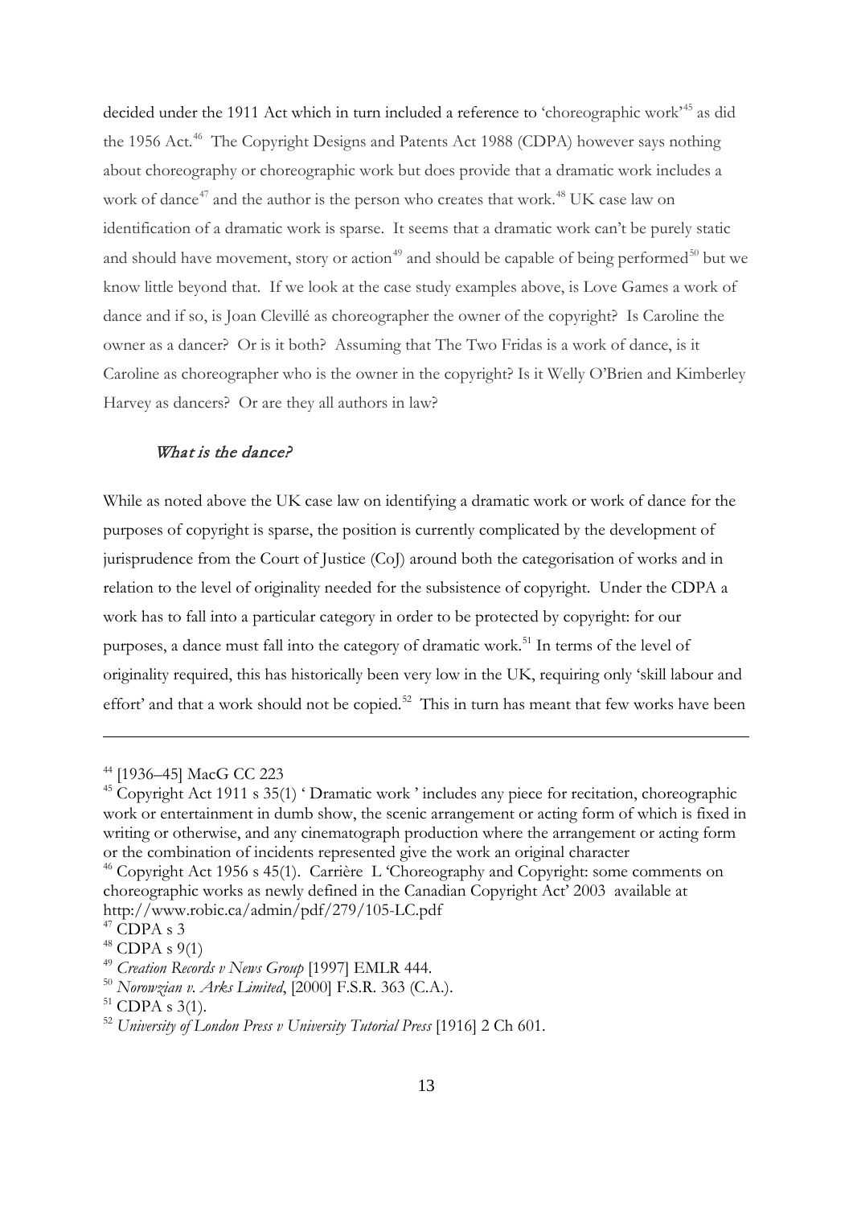decided under the 1911 Act which in turn included a reference to 'choreographic work'[45] as did the 1956 Act.[46] The Copyright Designs and Patents Act 1988 (CDPA) however says nothing about choreography or choreographic work but does provide that a dramatic work includes a work of dance[47] and the author is the person who creates that work.[48] UK case law on identification of a dramatic work is sparse. It seems that a dramatic work can't be purely static and should have movement, story or action[49] and should be capable of being performed[50] but we know little beyond that. If we look at the case study examples above, is Love Games a work of dance and if so, is Joan Clevillé as choreographer the owner of the copyright? Is Caroline the owner as a dancer? Or is it both? Assuming that The Two Fridas is a work of dance, is it Caroline as choreographer who is the owner in the copyright? Is it Welly O'Brien and Kimberley Harvey as dancers? Or are they all authors in law?

### *What is the dance?*

While as noted above the UK case law on identifying a dramatic work or work of dance for the purposes of copyright is sparse, the position is currently complicated by the development of jurisprudence from the Court of Justice (CoJ) around both the categorisation of works and in relation to the level of originality needed for the subsistence of copyright. Under the CDPA a work has to fall into a particular category in order to be protected by copyright: for our purposes, a dance must fall into the category of dramatic work.[51] In terms of the level of originality required, this has historically been very low in the UK, requiring only 'skill labour and effort' and that a work should not be copied.[52] This in turn has meant that few works have been

---

[44] [1936–45] MacG CC 223

[45] Copyright Act 1911 s 35(1) ' Dramatic work ' includes any piece for recitation, choreographic work or entertainment in dumb show, the scenic arrangement or acting form of which is fixed in writing or otherwise, and any cinematograph production where the arrangement or acting form or the combination of incidents represented give the work an original character

[46] Copyright Act 1956 s 45(1). Carrière L 'Choreography and Copyright: some comments on choreographic works as newly defined in the Canadian Copyright Act' 2003 available at http://www.robic.ca/admin/pdf/279/105-LC.pdf

[47] CDPA s 3

[48] CDPA s 9(1)

[49] *Creation Records v News Group* [1997] EMLR 444.

[50] *Norowzian v. Arks Limited*, [2000] F.S.R. 363 (C.A.).

[51] CDPA s 3(1).

[52] *University of London Press v University Tutorial Press* [1916] 2 Ch 601.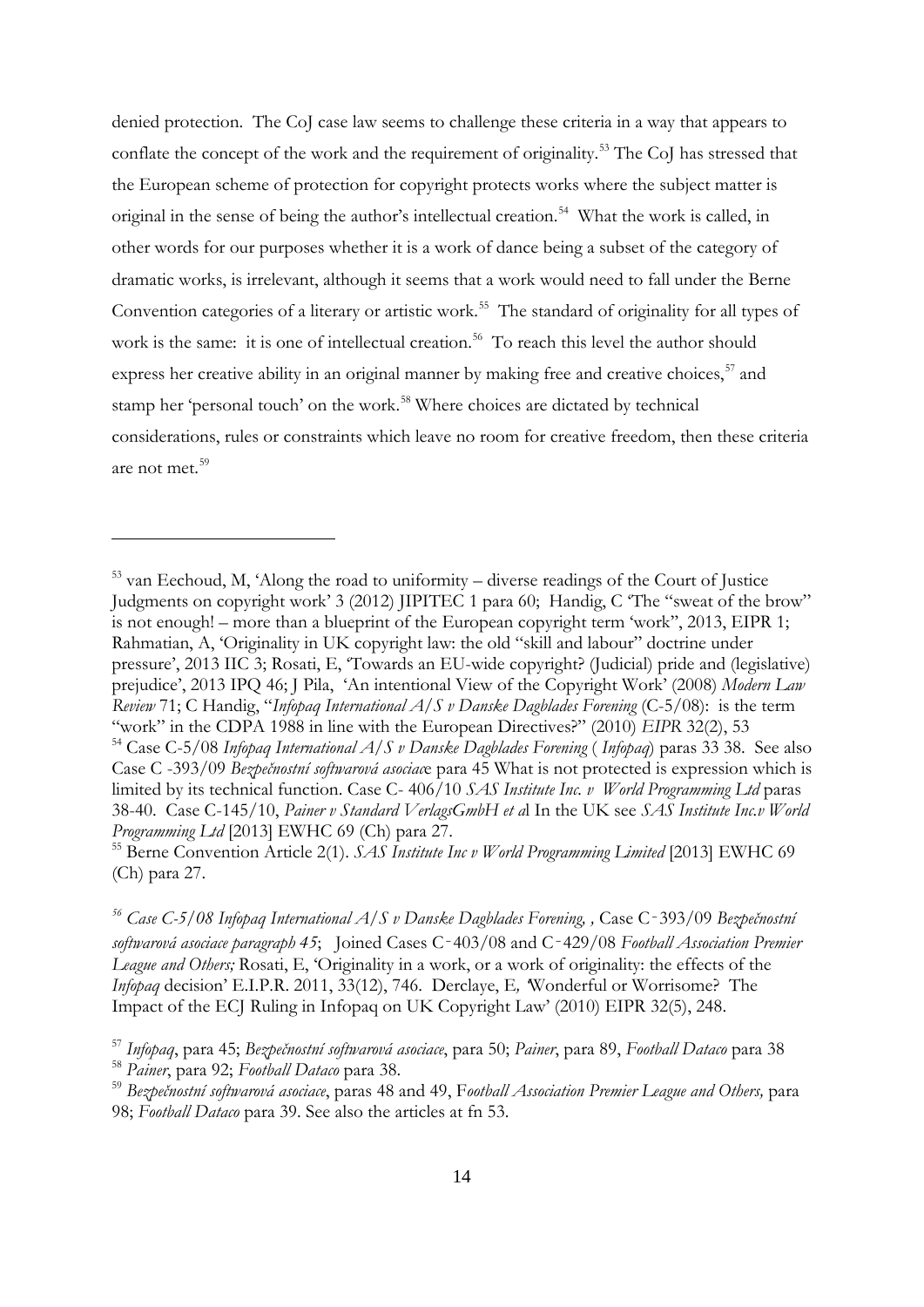denied protection. The CoJ case law seems to challenge these criteria in a way that appears to conflate the concept of the work and the requirement of originality.[53] The CoJ has stressed that the European scheme of protection for copyright protects works where the subject matter is original in the sense of being the author's intellectual creation.[54] What the work is called, in other words for our purposes whether it is a work of dance being a subset of the category of dramatic works, is irrelevant, although it seems that a work would need to fall under the Berne Convention categories of a literary or artistic work.[55] The standard of originality for all types of work is the same: it is one of intellectual creation.[56] To reach this level the author should express her creative ability in an original manner by making free and creative choices,[57] and stamp her 'personal touch' on the work.[58] Where choices are dictated by technical considerations, rules or constraints which leave no room for creative freedom, then these criteria are not met.[59]

---

[53] van Eechoud, M, 'Along the road to uniformity – diverse readings of the Court of Justice Judgments on copyright work' 3 (2012) JIPITEC 1 para 60; Handig, C 'The "sweat of the brow" is not enough! – more than a blueprint of the European copyright term 'work", 2013, EIPR 1; Rahmatian, A, 'Originality in UK copyright law: the old "skill and labour" doctrine under pressure', 2013 IIC 3; Rosati, E, 'Towards an EU-wide copyright? (Judicial) pride and (legislative) prejudice', 2013 IPQ 46; J Pila, 'An intentional View of the Copyright Work' (2008) *Modern Law Review* 71; C Handig, "*Infopaq International A/S v Danske Dagblades Forening* (C-5/08): is the term "work" in the CDPA 1988 in line with the European Directives?" (2010) *EIPR* 32(2), 53

[54] Case C-5/08 *Infopaq International A/S v Danske Dagblades Forening* ( *Infopaq*) paras 33 38. See also Case C -393/09 *Bezpečnostní softwarová asociac*e para 45 What is not protected is expression which is limited by its technical function. Case C- 406/10 *SAS Institute Inc. v World Programming Ltd* paras 38-40. Case C-145/10, *Painer v Standard VerlagsGmbH et a*l In the UK see *SAS Institute Inc.v World Programming Ltd* [2013] EWHC 69 (Ch) para 27.

[55] Berne Convention Article 2(1). *SAS Institute Inc v World Programming Limited* [2013] EWHC 69 (Ch) para 27.

[56] *Case C-5/08 Infopaq International A/S v Danske Dagblades Forening, ,* Case C-393/09 *Bezpečnostní softwarová asociace paragraph 45*; Joined Cases C-403/08 and C-429/08 *Football Association Premier League and Others;* Rosati, E, 'Originality in a work, or a work of originality: the effects of the *Infopaq* decision' E.I.P.R. 2011, 33(12), 746. Derclaye, E*, '*Wonderful or Worrisome? The Impact of the ECJ Ruling in Infopaq on UK Copyright Law' (2010) EIPR 32(5), 248.

[57] *Infopaq*, para 45; *Bezpečnostní softwarová asociace*, para 50; *Painer*, para 89, *Football Dataco* para 38

[58] *Painer*, para 92; *Football Dataco* para 38.

[59] *Bezpečnostní softwarová asociace*, paras 48 and 49, F*ootball Association Premier League and Others,* para 98; *Football Dataco* para 39. See also the articles at fn 53.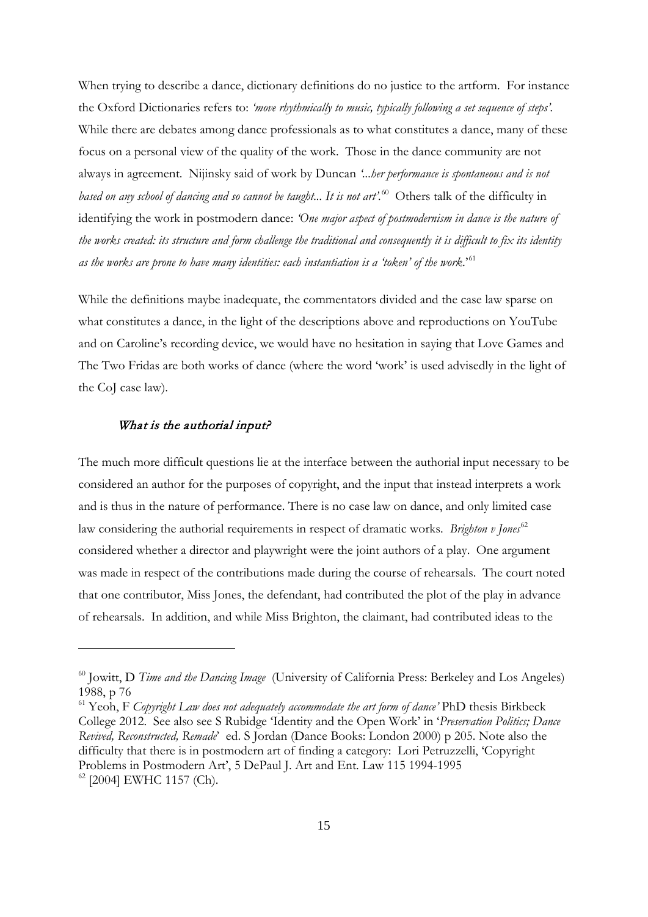When trying to describe a dance, dictionary definitions do no justice to the artform. For instance the Oxford Dictionaries refers to: *'move rhythmically to music, typically following a set sequence of steps'.* While there are debates among dance professionals as to what constitutes a dance, many of these focus on a personal view of the quality of the work. Those in the dance community are not always in agreement. Nijinsky said of work by Duncan *'...her performance is spontaneous and is not based on any school of dancing and so cannot be taught... It is not art'.*[60] Others talk of the difficulty in identifying the work in postmodern dance: *'One major aspect of postmodernism in dance is the nature of the works created: its structure and form challenge the traditional and consequently it is difficult to fix its identity as the works are prone to have many identities: each instantiation is a 'token' of the work.*'[61]

While the definitions maybe inadequate, the commentators divided and the case law sparse on what constitutes a dance, in the light of the descriptions above and reproductions on YouTube and on Caroline's recording device, we would have no hesitation in saying that Love Games and The Two Fridas are both works of dance (where the word 'work' is used advisedly in the light of the CoJ case law).

### *What is the authorial input?*

The much more difficult questions lie at the interface between the authorial input necessary to be considered an author for the purposes of copyright, and the input that instead interprets a work and is thus in the nature of performance. There is no case law on dance, and only limited case law considering the authorial requirements in respect of dramatic works. *Brighton v Jones*[62] considered whether a director and playwright were the joint authors of a play. One argument was made in respect of the contributions made during the course of rehearsals. The court noted that one contributor, Miss Jones, the defendant, had contributed the plot of the play in advance of rehearsals. In addition, and while Miss Brighton, the claimant, had contributed ideas to the

---

[60] Jowitt, D *Time and the Dancing Image* (University of California Press: Berkeley and Los Angeles) 1988, p 76

[61] Yeoh, F *Copyright Law does not adequately accommodate the art form of dance'* PhD thesis Birkbeck College 2012. See also see S Rubidge 'Identity and the Open Work' in '*Preservation Politics; Dance Revived, Reconstructed, Remade*' ed. S Jordan (Dance Books: London 2000) p 205. Note also the difficulty that there is in postmodern art of finding a category: Lori Petruzzelli, 'Copyright Problems in Postmodern Art', 5 DePaul J. Art and Ent. Law 115 1994-1995

[62] [2004] EWHC 1157 (Ch).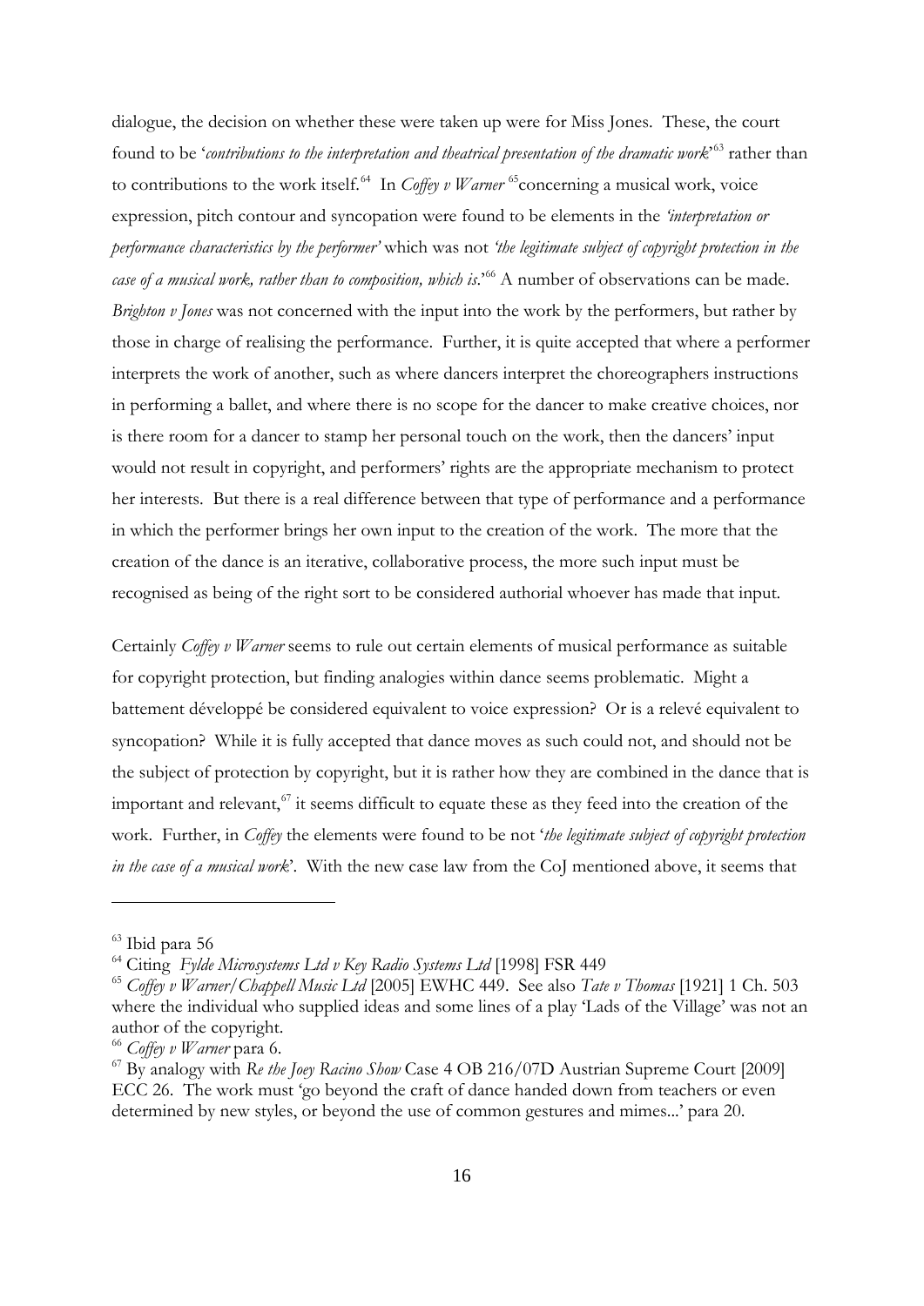dialogue, the decision on whether these were taken up were for Miss Jones. These, the court found to be '*contributions to the interpretation and theatrical presentation of the dramatic work*'[63] rather than to contributions to the work itself.[64] In *Coffey v Warner* [65]concerning a musical work, voice expression, pitch contour and syncopation were found to be elements in the *'interpretation or performance characteristics by the performer'* which was not *'the legitimate subject of copyright protection in the case of a musical work, rather than to composition, which is.*'[66] A number of observations can be made. *Brighton v Jones* was not concerned with the input into the work by the performers, but rather by those in charge of realising the performance. Further, it is quite accepted that where a performer interprets the work of another, such as where dancers interpret the choreographers instructions in performing a ballet, and where there is no scope for the dancer to make creative choices, nor is there room for a dancer to stamp her personal touch on the work, then the dancers' input would not result in copyright, and performers' rights are the appropriate mechanism to protect her interests. But there is a real difference between that type of performance and a performance in which the performer brings her own input to the creation of the work. The more that the creation of the dance is an iterative, collaborative process, the more such input must be recognised as being of the right sort to be considered authorial whoever has made that input.

Certainly *Coffey v Warner* seems to rule out certain elements of musical performance as suitable for copyright protection, but finding analogies within dance seems problematic. Might a battement développé be considered equivalent to voice expression? Or is a relevé equivalent to syncopation? While it is fully accepted that dance moves as such could not, and should not be the subject of protection by copyright, but it is rather how they are combined in the dance that is important and relevant,[67] it seems difficult to equate these as they feed into the creation of the work. Further, in *Coffey* the elements were found to be not '*the legitimate subject of copyright protection in the case of a musical work*'. With the new case law from the CoJ mentioned above, it seems that

---

[63] Ibid para 56

[64] Citing *Fylde Microsystems Ltd v Key Radio Systems Ltd* [1998] FSR 449

[65] *Coffey v Warner/Chappell Music Ltd* [2005] EWHC 449. See also *Tate v Thomas* [1921] 1 Ch. 503 where the individual who supplied ideas and some lines of a play 'Lads of the Village' was not an author of the copyright.

[66] *Coffey v Warner* para 6.

[67] By analogy with *Re the Joey Racino Show* Case 4 OB 216/07D Austrian Supreme Court [2009] ECC 26. The work must 'go beyond the craft of dance handed down from teachers or even determined by new styles, or beyond the use of common gestures and mimes...' para 20.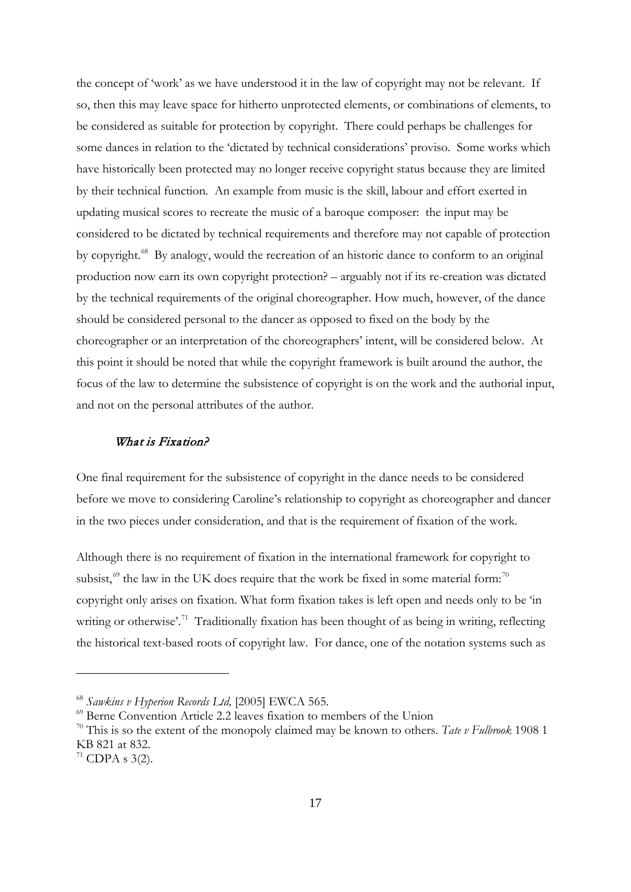the concept of 'work' as we have understood it in the law of copyright may not be relevant. If so, then this may leave space for hitherto unprotected elements, or combinations of elements, to be considered as suitable for protection by copyright. There could perhaps be challenges for some dances in relation to the 'dictated by technical considerations' proviso. Some works which have historically been protected may no longer receive copyright status because they are limited by their technical function. An example from music is the skill, labour and effort exerted in updating musical scores to recreate the music of a baroque composer: the input may be considered to be dictated by technical requirements and therefore may not capable of protection by copyright.[68] By analogy, would the recreation of an historic dance to conform to an original production now earn its own copyright protection? – arguably not if its re-creation was dictated by the technical requirements of the original choreographer. How much, however, of the dance should be considered personal to the dancer as opposed to fixed on the body by the choreographer or an interpretation of the choreographers' intent, will be considered below. At this point it should be noted that while the copyright framework is built around the author, the focus of the law to determine the subsistence of copyright is on the work and the authorial input, and not on the personal attributes of the author.

### *What is Fixation?*

One final requirement for the subsistence of copyright in the dance needs to be considered before we move to considering Caroline's relationship to copyright as choreographer and dancer in the two pieces under consideration, and that is the requirement of fixation of the work.

Although there is no requirement of fixation in the international framework for copyright to subsist,[69] the law in the UK does require that the work be fixed in some material form:[70] copyright only arises on fixation. What form fixation takes is left open and needs only to be 'in writing or otherwise'.[71] Traditionally fixation has been thought of as being in writing, reflecting the historical text-based roots of copyright law. For dance, one of the notation systems such as

---

[68] *Sawkins v Hyperion Records Ltd,* [2005] EWCA 565.

[69] Berne Convention Article 2.2 leaves fixation to members of the Union

[70] This is so the extent of the monopoly claimed may be known to others. *Tate v Fulbrook* 1908 1 KB 821 at 832.

[71] CDPA s 3(2).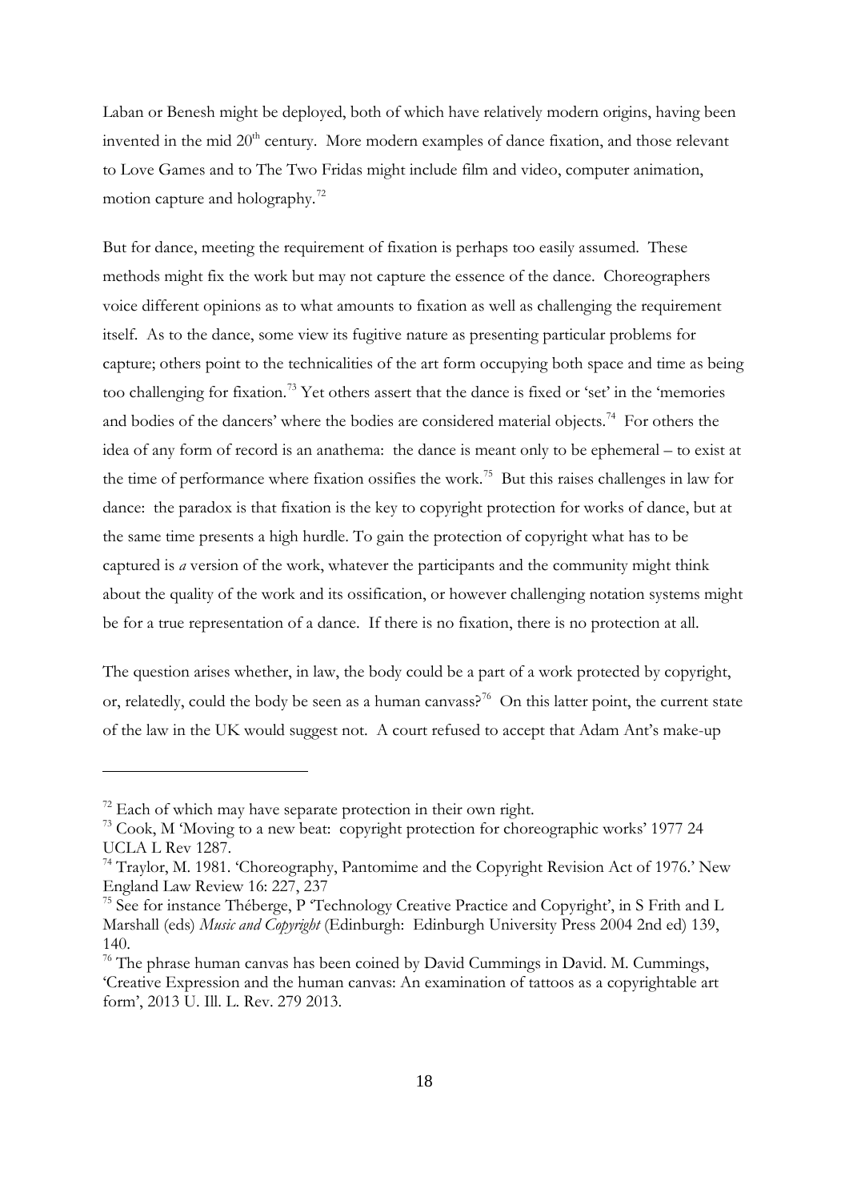Laban or Benesh might be deployed, both of which have relatively modern origins, having been invented in the mid 20th century. More modern examples of dance fixation, and those relevant to Love Games and to The Two Fridas might include film and video, computer animation, motion capture and holography.[72]

But for dance, meeting the requirement of fixation is perhaps too easily assumed. These methods might fix the work but may not capture the essence of the dance. Choreographers voice different opinions as to what amounts to fixation as well as challenging the requirement itself. As to the dance, some view its fugitive nature as presenting particular problems for capture; others point to the technicalities of the art form occupying both space and time as being too challenging for fixation.[73] Yet others assert that the dance is fixed or 'set' in the 'memories and bodies of the dancers' where the bodies are considered material objects.[74] For others the idea of any form of record is an anathema: the dance is meant only to be ephemeral – to exist at the time of performance where fixation ossifies the work.[75] But this raises challenges in law for dance: the paradox is that fixation is the key to copyright protection for works of dance, but at the same time presents a high hurdle. To gain the protection of copyright what has to be captured is *a* version of the work, whatever the participants and the community might think about the quality of the work and its ossification, or however challenging notation systems might be for a true representation of a dance. If there is no fixation, there is no protection at all.

The question arises whether, in law, the body could be a part of a work protected by copyright, or, relatedly, could the body be seen as a human canvass?[76] On this latter point, the current state of the law in the UK would suggest not. A court refused to accept that Adam Ant's make-up

---

[72] Each of which may have separate protection in their own right.

[73] Cook, M 'Moving to a new beat: copyright protection for choreographic works' 1977 24 UCLA L Rev 1287.

[74] Traylor, M. 1981. 'Choreography, Pantomime and the Copyright Revision Act of 1976.' New England Law Review 16: 227, 237

[75] See for instance Théberge, P 'Technology Creative Practice and Copyright', in S Frith and L Marshall (eds) *Music and Copyright* (Edinburgh: Edinburgh University Press 2004 2nd ed) 139, 140.

[76] The phrase human canvas has been coined by David Cummings in David. M. Cummings, 'Creative Expression and the human canvas: An examination of tattoos as a copyrightable art form', 2013 U. Ill. L. Rev. 279 2013.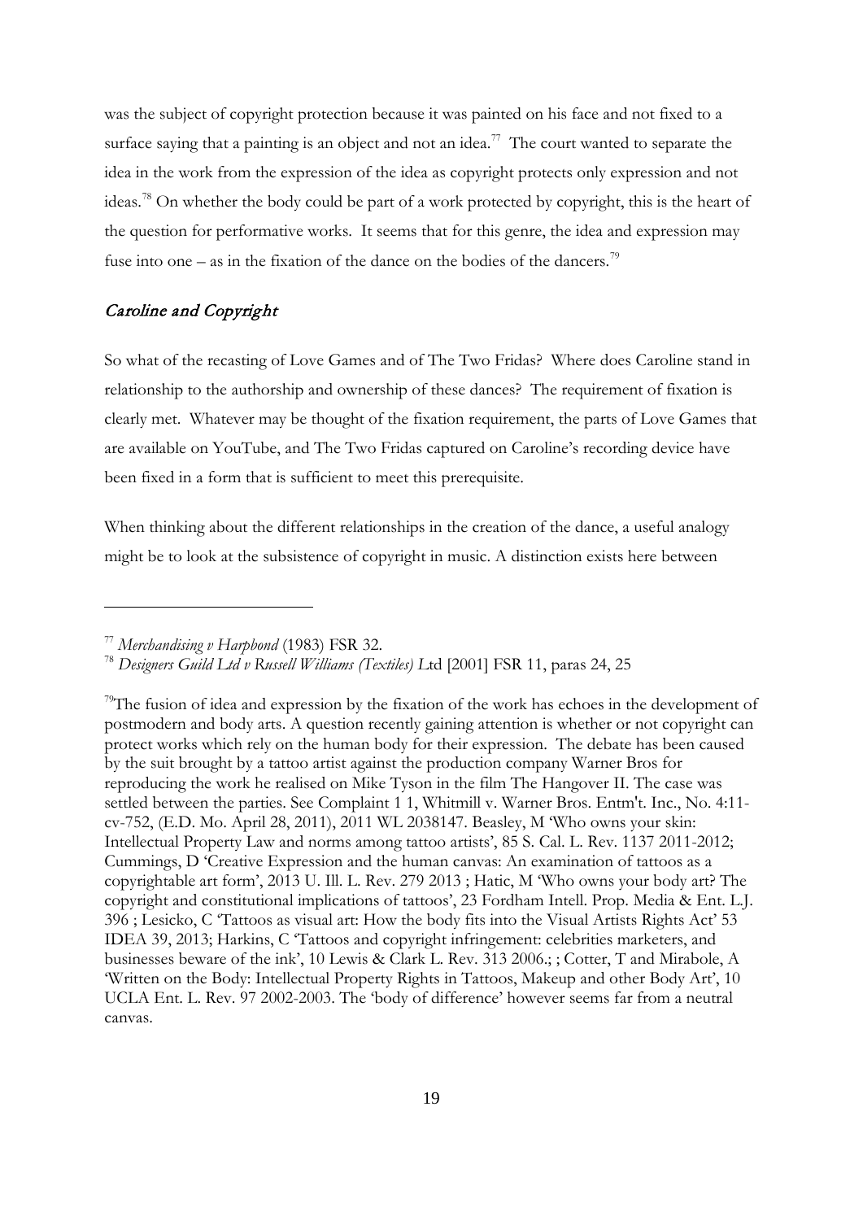was the subject of copyright protection because it was painted on his face and not fixed to a surface saying that a painting is an object and not an idea.[77] The court wanted to separate the idea in the work from the expression of the idea as copyright protects only expression and not ideas.[78] On whether the body could be part of a work protected by copyright, this is the heart of the question for performative works. It seems that for this genre, the idea and expression may fuse into one – as in the fixation of the dance on the bodies of the dancers.[79]

## *Caroline and Copyright*

So what of the recasting of Love Games and of The Two Fridas? Where does Caroline stand in relationship to the authorship and ownership of these dances? The requirement of fixation is clearly met. Whatever may be thought of the fixation requirement, the parts of Love Games that are available on YouTube, and The Two Fridas captured on Caroline's recording device have been fixed in a form that is sufficient to meet this prerequisite.

When thinking about the different relationships in the creation of the dance, a useful analogy might be to look at the subsistence of copyright in music. A distinction exists here between

---

[77] *Merchandising v Harpbond* (1983) FSR 32.

[78] *Designers Guild Ltd v Russell Williams (Textiles) L*td [2001] FSR 11, paras 24, 25

[79] The fusion of idea and expression by the fixation of the work has echoes in the development of postmodern and body arts. A question recently gaining attention is whether or not copyright can protect works which rely on the human body for their expression. The debate has been caused by the suit brought by a tattoo artist against the production company Warner Bros for reproducing the work he realised on Mike Tyson in the film The Hangover II. The case was settled between the parties. See Complaint 1 1, Whitmill v. Warner Bros. Entm't. Inc., No. 4:11-cv-752, (E.D. Mo. April 28, 2011), 2011 WL 2038147. Beasley, M 'Who owns your skin: Intellectual Property Law and norms among tattoo artists', 85 S. Cal. L. Rev. 1137 2011-2012; Cummings, D 'Creative Expression and the human canvas: An examination of tattoos as a copyrightable art form', 2013 U. Ill. L. Rev. 279 2013 ; Hatic, M 'Who owns your body art? The copyright and constitutional implications of tattoos', 23 Fordham Intell. Prop. Media & Ent. L.J. 396 ; Lesicko, C 'Tattoos as visual art: How the body fits into the Visual Artists Rights Act' 53 IDEA 39, 2013; Harkins, C 'Tattoos and copyright infringement: celebrities marketers, and businesses beware of the ink', 10 Lewis & Clark L. Rev. 313 2006.; ; Cotter, T and Mirabole, A 'Written on the Body: Intellectual Property Rights in Tattoos, Makeup and other Body Art', 10 UCLA Ent. L. Rev. 97 2002-2003. The 'body of difference' however seems far from a neutral canvas.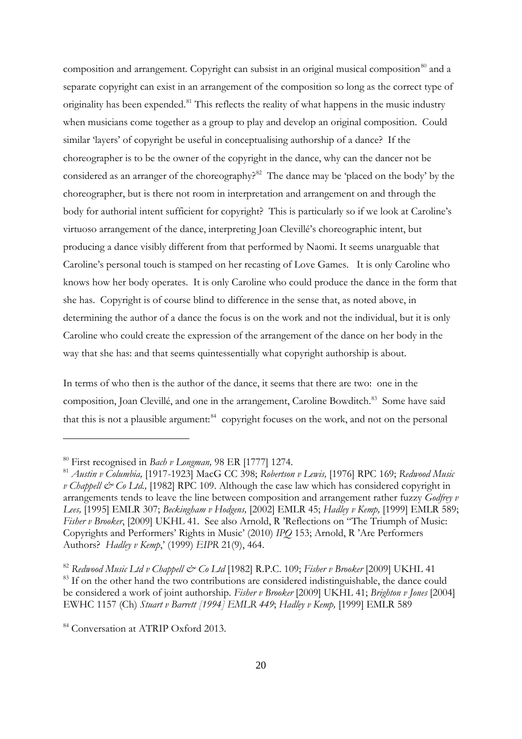composition and arrangement. Copyright can subsist in an original musical composition[80] and a separate copyright can exist in an arrangement of the composition so long as the correct type of originality has been expended.[81] This reflects the reality of what happens in the music industry when musicians come together as a group to play and develop an original composition. Could similar 'layers' of copyright be useful in conceptualising authorship of a dance? If the choreographer is to be the owner of the copyright in the dance, why can the dancer not be considered as an arranger of the choreography?[82] The dance may be 'placed on the body' by the choreographer, but is there not room in interpretation and arrangement on and through the body for authorial intent sufficient for copyright? This is particularly so if we look at Caroline's virtuoso arrangement of the dance, interpreting Joan Clevillé's choreographic intent, but producing a dance visibly different from that performed by Naomi. It seems unarguable that Caroline's personal touch is stamped on her recasting of Love Games. It is only Caroline who knows how her body operates. It is only Caroline who could produce the dance in the form that she has. Copyright is of course blind to difference in the sense that, as noted above, in determining the author of a dance the focus is on the work and not the individual, but it is only Caroline who could create the expression of the arrangement of the dance on her body in the way that she has: and that seems quintessentially what copyright authorship is about.

In terms of who then is the author of the dance, it seems that there are two: one in the composition, Joan Clevillé, and one in the arrangement, Caroline Bowditch.[83] Some have said that this is not a plausible argument:[84] copyright focuses on the work, and not on the personal

---

[80] First recognised in *Bach v Longman,* 98 ER [1777] 1274.

[81] *Austin v Columbia,* [1917-1923] MacG CC 398; *Robertson v Lewis,* [1976] RPC 169; *Redwood Music v Chappell & Co Ltd.,* [1982] RPC 109. Although the case law which has considered copyright in arrangements tends to leave the line between composition and arrangement rather fuzzy *Godfrey v Lees,* [1995] EMLR 307; *Beckingham v Hodgens,* [2002] EMLR 45; *Hadley v Kemp,* [1999] EMLR 589; *Fisher v Brooker*, [2009] UKHL 41. See also Arnold, R 'Reflections on "The Triumph of Music: Copyrights and Performers' Rights in Music' (2010) *IPQ* 153; Arnold, R 'Are Performers Authors? *Hadley v Kemp*,' (1999) *EIPR* 21(9), 464.

[82] *Redwood Music Ltd v Chappell & Co Ltd* [1982] R.P.C. 109; *Fisher v Brooker* [2009] UKHL 41

[83] If on the other hand the two contributions are considered indistinguishable, the dance could be considered a work of joint authorship. *Fisher v Brooker* [2009] UKHL 41; *Brighton v Jones* [2004] EWHC 1157 (Ch) *Stuart v Barrett [1994] EMLR 449*; *Hadley v Kemp,* [1999] EMLR 589

[84] Conversation at ATRIP Oxford 2013.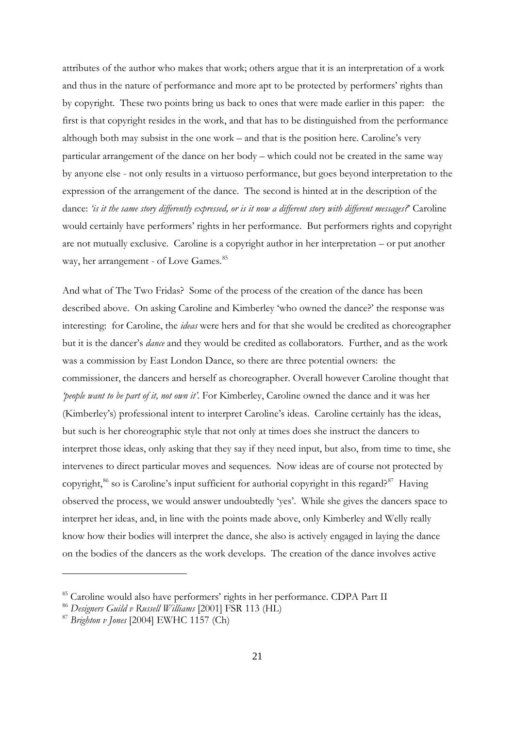attributes of the author who makes that work; others argue that it is an interpretation of a work and thus in the nature of performance and more apt to be protected by performers' rights than by copyright. These two points bring us back to ones that were made earlier in this paper: the first is that copyright resides in the work, and that has to be distinguished from the performance although both may subsist in the one work – and that is the position here. Caroline's very particular arrangement of the dance on her body – which could not be created in the same way by anyone else - not only results in a virtuoso performance, but goes beyond interpretation to the expression of the arrangement of the dance. The second is hinted at in the description of the dance: *'is it the same story differently expressed, or is it now a different story with different messages?'* Caroline would certainly have performers' rights in her performance. But performers rights and copyright are not mutually exclusive. Caroline is a copyright author in her interpretation – or put another way, her arrangement - of Love Games.[85]

And what of The Two Fridas? Some of the process of the creation of the dance has been described above. On asking Caroline and Kimberley 'who owned the dance?' the response was interesting: for Caroline, the *ideas* were hers and for that she would be credited as choreographer but it is the dancer's *dance* and they would be credited as collaborators. Further, and as the work was a commission by East London Dance, so there are three potential owners: the commissioner, the dancers and herself as choreographer. Overall however Caroline thought that *'people want to be part of it, not own it'*. For Kimberley, Caroline owned the dance and it was her (Kimberley's) professional intent to interpret Caroline's ideas. Caroline certainly has the ideas, but such is her choreographic style that not only at times does she instruct the dancers to interpret those ideas, only asking that they say if they need input, but also, from time to time, she intervenes to direct particular moves and sequences. Now ideas are of course not protected by copyright,[86] so is Caroline's input sufficient for authorial copyright in this regard?[87] Having observed the process, we would answer undoubtedly 'yes'. While she gives the dancers space to interpret her ideas, and, in line with the points made above, only Kimberley and Welly really know how their bodies will interpret the dance, she also is actively engaged in laying the dance on the bodies of the dancers as the work develops. The creation of the dance involves active

---

[85] Caroline would also have performers' rights in her performance. CDPA Part II

[86] *Designers Guild v Russell Williams* [2001] FSR 113 (HL)

[87] *Brighton v Jones* [2004] EWHC 1157 (Ch)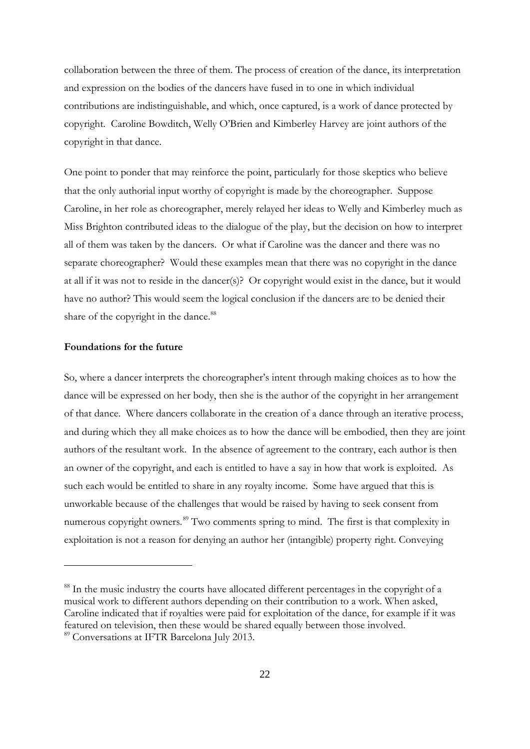collaboration between the three of them. The process of creation of the dance, its interpretation and expression on the bodies of the dancers have fused in to one in which individual contributions are indistinguishable, and which, once captured, is a work of dance protected by copyright. Caroline Bowditch, Welly O'Brien and Kimberley Harvey are joint authors of the copyright in that dance.

One point to ponder that may reinforce the point, particularly for those skeptics who believe that the only authorial input worthy of copyright is made by the choreographer. Suppose Caroline, in her role as choreographer, merely relayed her ideas to Welly and Kimberley much as Miss Brighton contributed ideas to the dialogue of the play, but the decision on how to interpret all of them was taken by the dancers. Or what if Caroline was the dancer and there was no separate choreographer? Would these examples mean that there was no copyright in the dance at all if it was not to reside in the dancer(s)? Or copyright would exist in the dance, but it would have no author? This would seem the logical conclusion if the dancers are to be denied their share of the copyright in the dance.[88]

**Foundations for the future**

So, where a dancer interprets the choreographer's intent through making choices as to how the dance will be expressed on her body, then she is the author of the copyright in her arrangement of that dance. Where dancers collaborate in the creation of a dance through an iterative process, and during which they all make choices as to how the dance will be embodied, then they are joint authors of the resultant work. In the absence of agreement to the contrary, each author is then an owner of the copyright, and each is entitled to have a say in how that work is exploited. As such each would be entitled to share in any royalty income. Some have argued that this is unworkable because of the challenges that would be raised by having to seek consent from numerous copyright owners.[89] Two comments spring to mind. The first is that complexity in exploitation is not a reason for denying an author her (intangible) property right. Conveying

---

[88] In the music industry the courts have allocated different percentages in the copyright of a musical work to different authors depending on their contribution to a work. When asked, Caroline indicated that if royalties were paid for exploitation of the dance, for example if it was featured on television, then these would be shared equally between those involved.

[89] Conversations at IFTR Barcelona July 2013.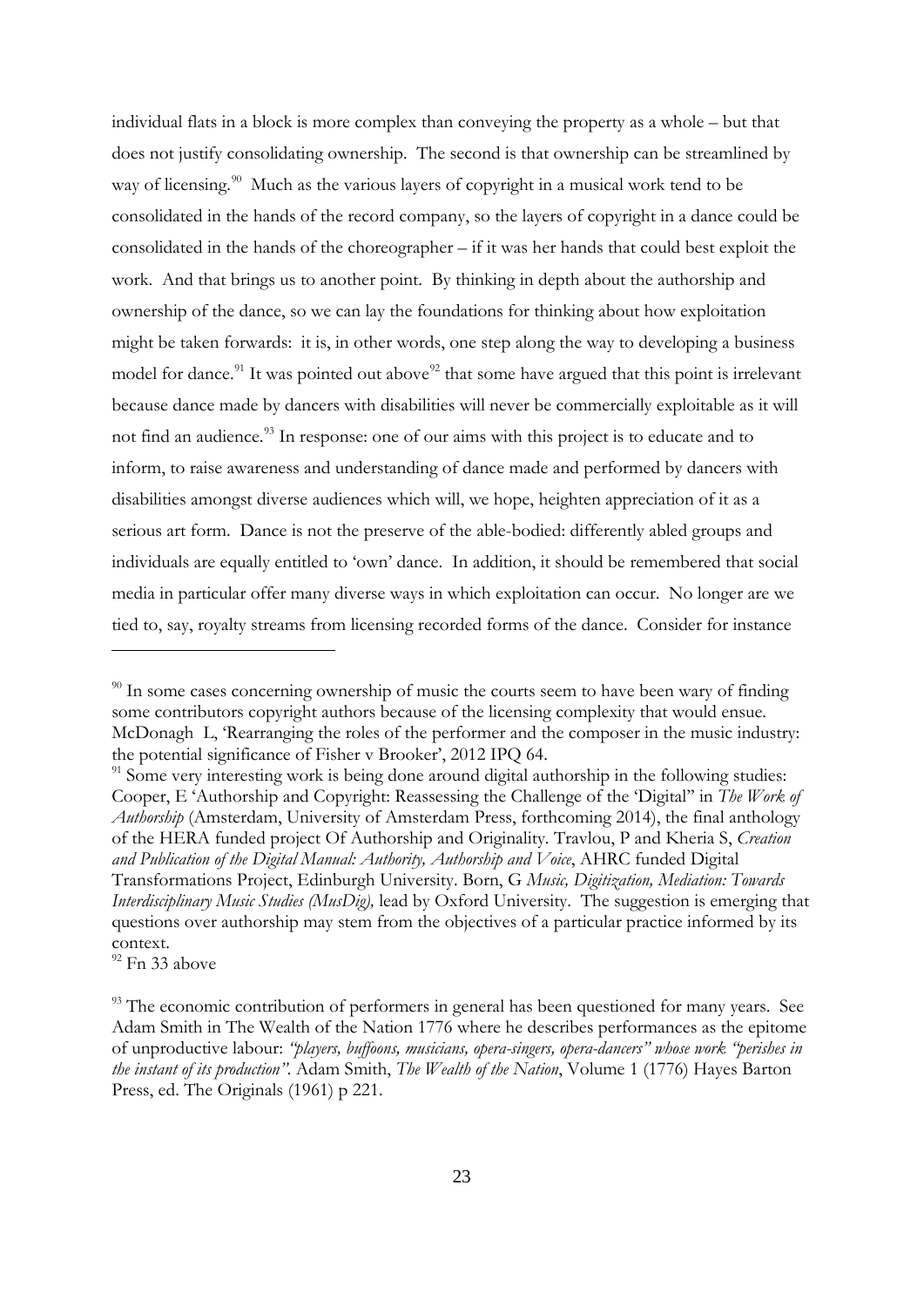individual flats in a block is more complex than conveying the property as a whole – but that does not justify consolidating ownership. The second is that ownership can be streamlined by way of licensing.[90] Much as the various layers of copyright in a musical work tend to be consolidated in the hands of the record company, so the layers of copyright in a dance could be consolidated in the hands of the choreographer – if it was her hands that could best exploit the work. And that brings us to another point. By thinking in depth about the authorship and ownership of the dance, so we can lay the foundations for thinking about how exploitation might be taken forwards: it is, in other words, one step along the way to developing a business model for dance.[91] It was pointed out above[92] that some have argued that this point is irrelevant because dance made by dancers with disabilities will never be commercially exploitable as it will not find an audience.[93] In response: one of our aims with this project is to educate and to inform, to raise awareness and understanding of dance made and performed by dancers with disabilities amongst diverse audiences which will, we hope, heighten appreciation of it as a serious art form. Dance is not the preserve of the able-bodied: differently abled groups and individuals are equally entitled to 'own' dance. In addition, it should be remembered that social media in particular offer many diverse ways in which exploitation can occur. No longer are we tied to, say, royalty streams from licensing recorded forms of the dance. Consider for instance

---

[90] In some cases concerning ownership of music the courts seem to have been wary of finding some contributors copyright authors because of the licensing complexity that would ensue. McDonagh L, 'Rearranging the roles of the performer and the composer in the music industry: the potential significance of Fisher v Brooker', 2012 IPQ 64.

[91] Some very interesting work is being done around digital authorship in the following studies: Cooper, E 'Authorship and Copyright: Reassessing the Challenge of the 'Digital" in *The Work of Authorship* (Amsterdam, University of Amsterdam Press, forthcoming 2014), the final anthology of the HERA funded project Of Authorship and Originality. Travlou, P and Kheria S, *Creation and Publication of the Digital Manual: Authority, Authorship and Voice*, AHRC funded Digital Transformations Project, Edinburgh University. Born, G *Music, Digitization, Mediation: Towards Interdisciplinary Music Studies (MusDig),* lead by Oxford University. The suggestion is emerging that questions over authorship may stem from the objectives of a particular practice informed by its context.

[92] Fn 33 above

[93] The economic contribution of performers in general has been questioned for many years. See Adam Smith in The Wealth of the Nation 1776 where he describes performances as the epitome of unproductive labour: *"players, buffoons, musicians, opera-singers, opera-dancers" whose work "perishes in the instant of its production"*. Adam Smith, *The Wealth of the Nation*, Volume 1 (1776) Hayes Barton Press, ed. The Originals (1961) p 221.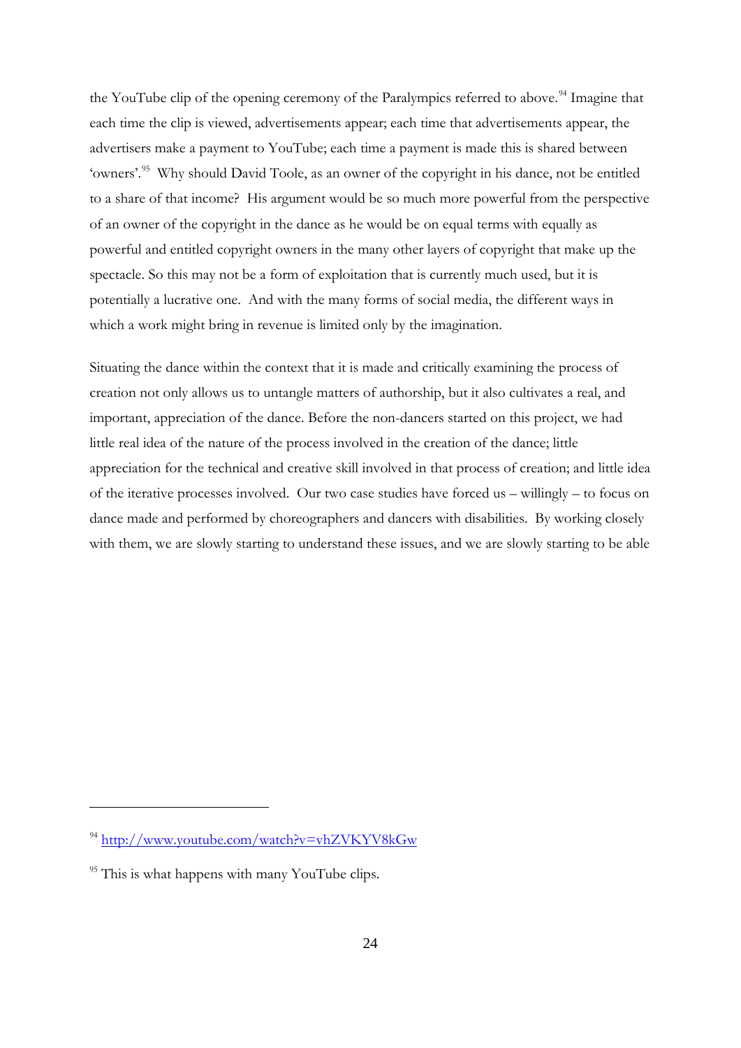the YouTube clip of the opening ceremony of the Paralympics referred to above.[94] Imagine that each time the clip is viewed, advertisements appear; each time that advertisements appear, the advertisers make a payment to YouTube; each time a payment is made this is shared between 'owners'.[95] Why should David Toole, as an owner of the copyright in his dance, not be entitled to a share of that income? His argument would be so much more powerful from the perspective of an owner of the copyright in the dance as he would be on equal terms with equally as powerful and entitled copyright owners in the many other layers of copyright that make up the spectacle. So this may not be a form of exploitation that is currently much used, but it is potentially a lucrative one. And with the many forms of social media, the different ways in which a work might bring in revenue is limited only by the imagination.

Situating the dance within the context that it is made and critically examining the process of creation not only allows us to untangle matters of authorship, but it also cultivates a real, and important, appreciation of the dance. Before the non-dancers started on this project, we had little real idea of the nature of the process involved in the creation of the dance; little appreciation for the technical and creative skill involved in that process of creation; and little idea of the iterative processes involved. Our two case studies have forced us – willingly – to focus on dance made and performed by choreographers and dancers with disabilities. By working closely with them, we are slowly starting to understand these issues, and we are slowly starting to be able

---

[94] http://www.youtube.com/watch?v=vhZVKYV8kGw

[95] This is what happens with many YouTube clips.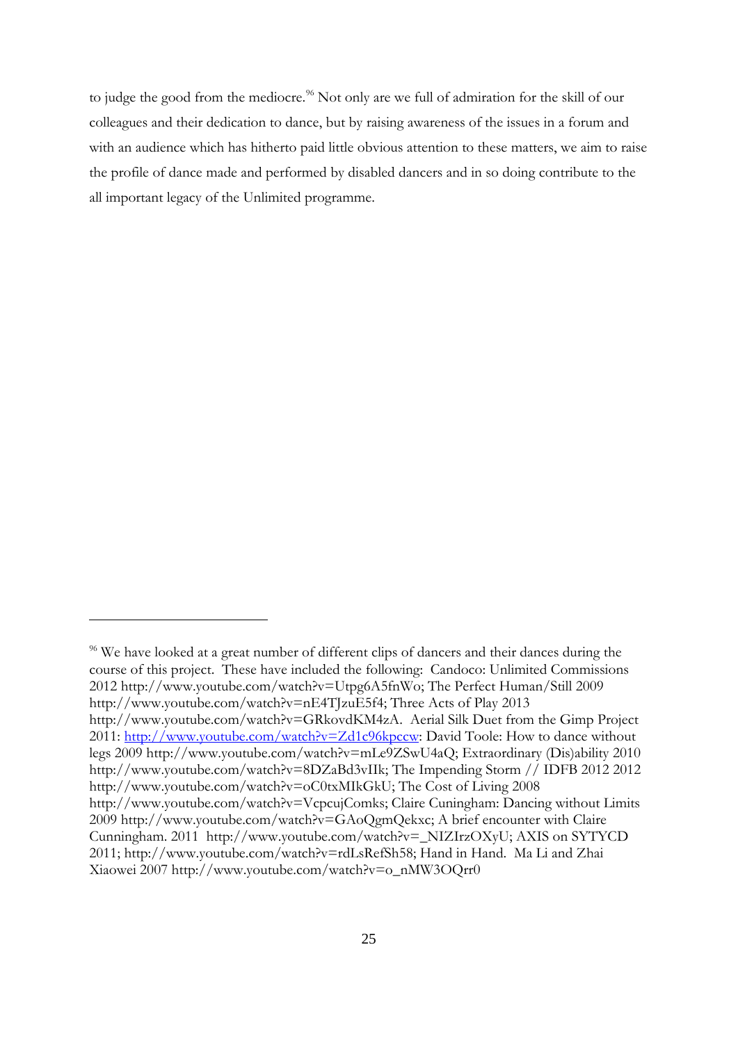to judge the good from the mediocre.[96] Not only are we full of admiration for the skill of our colleagues and their dedication to dance, but by raising awareness of the issues in a forum and with an audience which has hitherto paid little obvious attention to these matters, we aim to raise the profile of dance made and performed by disabled dancers and in so doing contribute to the all important legacy of the Unlimited programme.

---

[96] We have looked at a great number of different clips of dancers and their dances during the course of this project. These have included the following: Candoco: Unlimited Commissions 2012 http://www.youtube.com/watch?v=Utpg6A5fnWo; The Perfect Human/Still 2009 http://www.youtube.com/watch?v=nE4TJzuE5f4; Three Acts of Play 2013 http://www.youtube.com/watch?v=GRkovdKM4zA. Aerial Silk Duet from the Gimp Project 2011: [http://www.youtube.com/watch?v=Zd1c96kpccw](http://www.youtube.com/watch?v=Zd1c96kpccw): David Toole: How to dance without legs 2009 http://www.youtube.com/watch?v=mLe9ZSwU4aQ; Extraordinary (Dis)ability 2010 http://www.youtube.com/watch?v=8DZaBd3vIIk; The Impending Storm // IDFB 2012 2012 http://www.youtube.com/watch?v=oC0txMIkGkU; The Cost of Living 2008 http://www.youtube.com/watch?v=VcpcujComks; Claire Cuningham: Dancing without Limits 2009 http://www.youtube.com/watch?v=GAoQgmQekxc; A brief encounter with Claire Cunningham. 2011 http://www.youtube.com/watch?v=_NIZIrzOXyU; AXIS on SYTYCD 2011; http://www.youtube.com/watch?v=rdLsRefSh58; Hand in Hand. Ma Li and Zhai Xiaowei 2007 http://www.youtube.com/watch?v=o_nMW3OQrr0